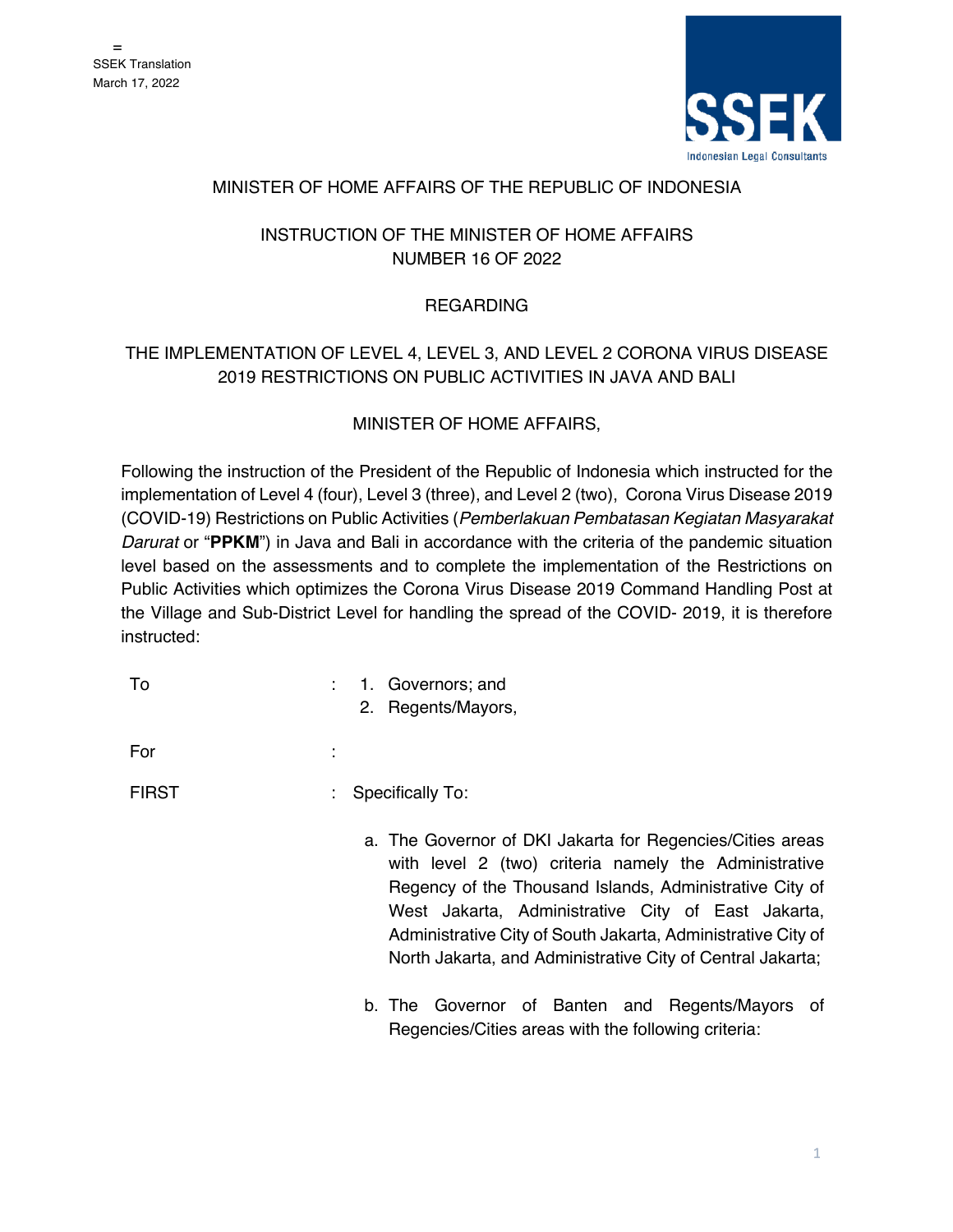=
SSEK Translation
March 17, 2022

SSEK Indonesian Legal Consultants

# MINISTER OF HOME AFFAIRS OF THE REPUBLIC OF INDONESIA

## INSTRUCTION OF THE MINISTER OF HOME AFFAIRS NUMBER 16 OF 2022

## REGARDING

## THE IMPLEMENTATION OF LEVEL 4, LEVEL 3, AND LEVEL 2 CORONA VIRUS DISEASE 2019 RESTRICTIONS ON PUBLIC ACTIVITIES IN JAVA AND BALI

MINISTER OF HOME AFFAIRS,

Following the instruction of the President of the Republic of Indonesia which instructed for the implementation of Level 4 (four), Level 3 (three), and Level 2 (two), Corona Virus Disease 2019 (COVID-19) Restrictions on Public Activities (*Pemberlakuan Pembatasan Kegiatan Masyarakat Darurat* or "**PPKM**") in Java and Bali in accordance with the criteria of the pandemic situation level based on the assessments and to complete the implementation of the Restrictions on Public Activities which optimizes the Corona Virus Disease 2019 Command Handling Post at the Village and Sub-District Level for handling the spread of the COVID- 2019, it is therefore instructed:

To : 
1. Governors; and
2. Regents/Mayors,

For :

FIRST : Specifically To:

a. The Governor of DKI Jakarta for Regencies/Cities areas with level 2 (two) criteria namely the Administrative Regency of the Thousand Islands, Administrative City of West Jakarta, Administrative City of East Jakarta, Administrative City of South Jakarta, Administrative City of North Jakarta, and Administrative City of Central Jakarta;

b. The Governor of Banten and Regents/Mayors of Regencies/Cities areas with the following criteria: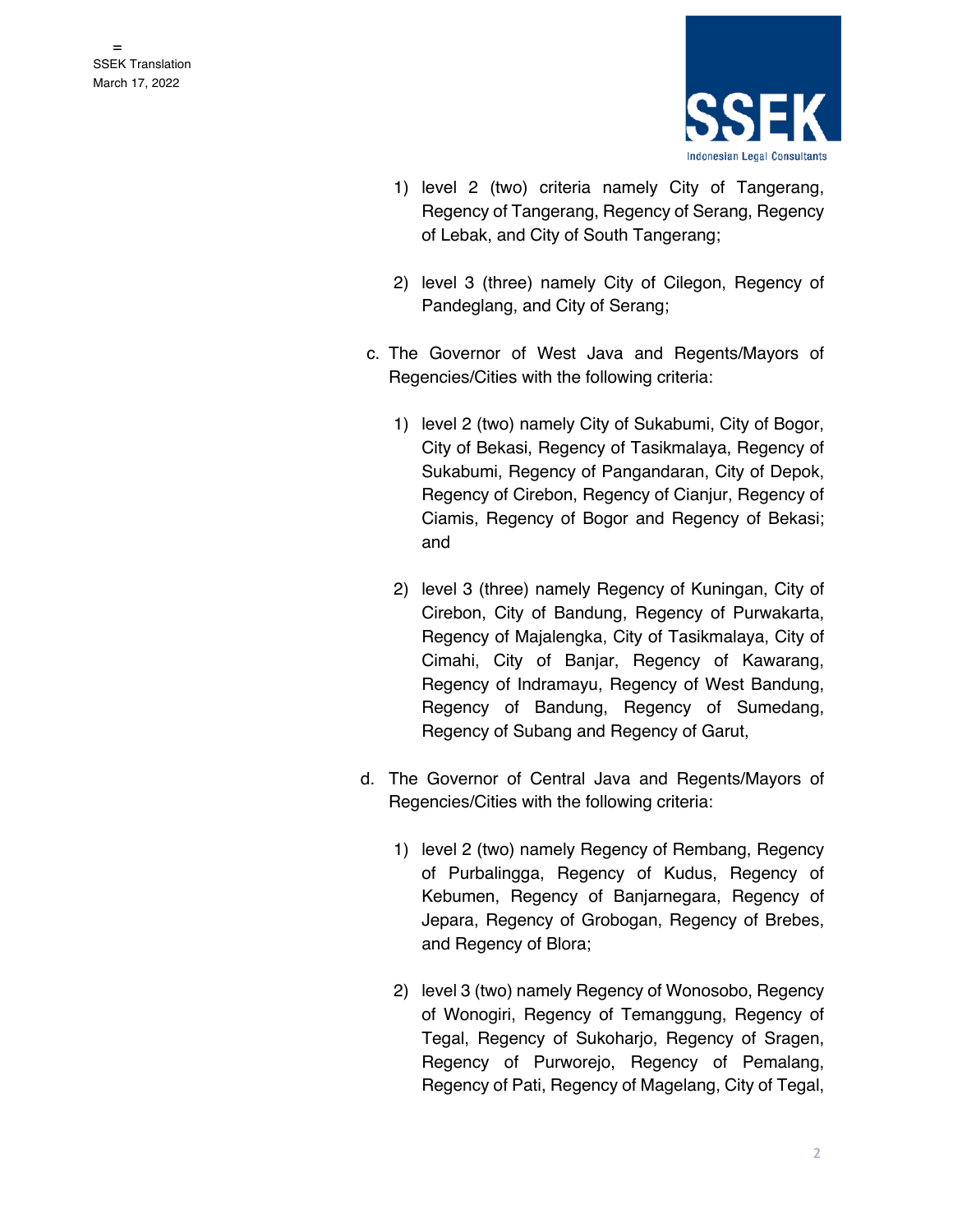1) level 2 (two) criteria namely City of Tangerang, Regency of Tangerang, Regency of Serang, Regency of Lebak, and City of South Tangerang;

2) level 3 (three) namely City of Cilegon, Regency of Pandeglang, and City of Serang;

c. The Governor of West Java and Regents/Mayors of Regencies/Cities with the following criteria:

1) level 2 (two) namely City of Sukabumi, City of Bogor, City of Bekasi, Regency of Tasikmalaya, Regency of Sukabumi, Regency of Pangandaran, City of Depok, Regency of Cirebon, Regency of Cianjur, Regency of Ciamis, Regency of Bogor and Regency of Bekasi; and

2) level 3 (three) namely Regency of Kuningan, City of Cirebon, City of Bandung, Regency of Purwakarta, Regency of Majalengka, City of Tasikmalaya, City of Cimahi, City of Banjar, Regency of Kawarang, Regency of Indramayu, Regency of West Bandung, Regency of Bandung, Regency of Sumedang, Regency of Subang and Regency of Garut,

d. The Governor of Central Java and Regents/Mayors of Regencies/Cities with the following criteria:

1) level 2 (two) namely Regency of Rembang, Regency of Purbalingga, Regency of Kudus, Regency of Kebumen, Regency of Banjarnegara, Regency of Jepara, Regency of Grobogan, Regency of Brebes, and Regency of Blora;

2) level 3 (two) namely Regency of Wonosobo, Regency of Wonogiri, Regency of Temanggung, Regency of Tegal, Regency of Sukoharjo, Regency of Sragen, Regency of Purworejo, Regency of Pemalang, Regency of Pati, Regency of Magelang, City of Tegal,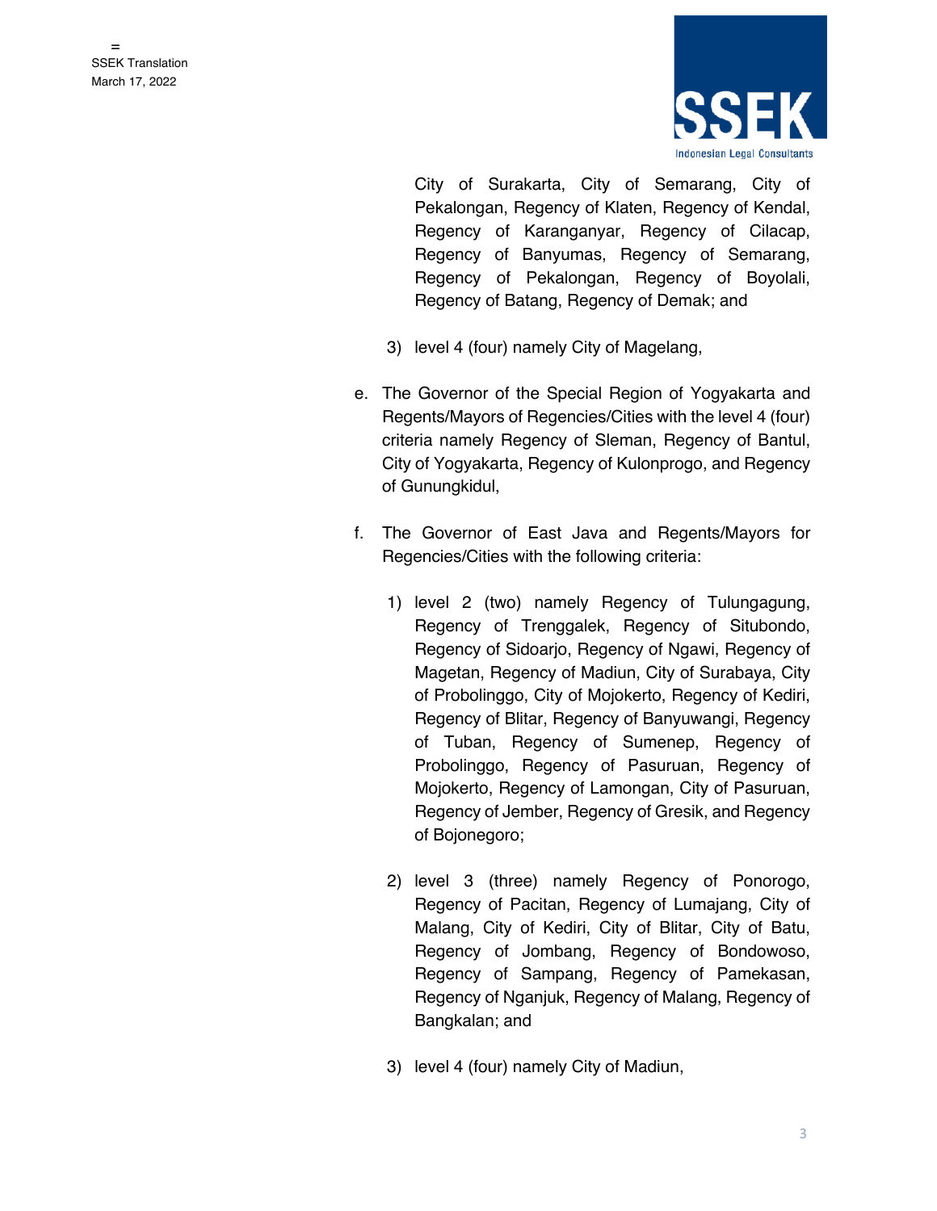City of Surakarta, City of Semarang, City of Pekalongan, Regency of Klaten, Regency of Kendal, Regency of Karanganyar, Regency of Cilacap, Regency of Banyumas, Regency of Semarang, Regency of Pekalongan, Regency of Boyolali, Regency of Batang, Regency of Demak; and

3) level 4 (four) namely City of Magelang,

e. The Governor of the Special Region of Yogyakarta and Regents/Mayors of Regencies/Cities with the level 4 (four) criteria namely Regency of Sleman, Regency of Bantul, City of Yogyakarta, Regency of Kulonprogo, and Regency of Gunungkidul,

f. The Governor of East Java and Regents/Mayors for Regencies/Cities with the following criteria:

1) level 2 (two) namely Regency of Tulungagung, Regency of Trenggalek, Regency of Situbondo, Regency of Sidoarjo, Regency of Ngawi, Regency of Magetan, Regency of Madiun, City of Surabaya, City of Probolinggo, City of Mojokerto, Regency of Kediri, Regency of Blitar, Regency of Banyuwangi, Regency of Tuban, Regency of Sumenep, Regency of Probolinggo, Regency of Pasuruan, Regency of Mojokerto, Regency of Lamongan, City of Pasuruan, Regency of Jember, Regency of Gresik, and Regency of Bojonegoro;

2) level 3 (three) namely Regency of Ponorogo, Regency of Pacitan, Regency of Lumajang, City of Malang, City of Kediri, City of Blitar, City of Batu, Regency of Jombang, Regency of Bondowoso, Regency of Sampang, Regency of Pamekasan, Regency of Nganjuk, Regency of Malang, Regency of Bangkalan; and

3) level 4 (four) namely City of Madiun,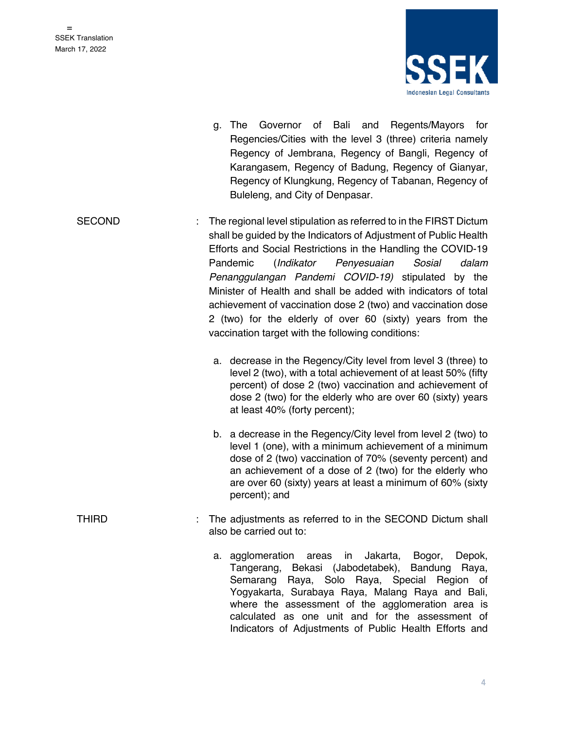g. The Governor of Bali and Regents/Mayors for Regencies/Cities with the level 3 (three) criteria namely Regency of Jembrana, Regency of Bangli, Regency of Karangasem, Regency of Badung, Regency of Gianyar, Regency of Klungkung, Regency of Tabanan, Regency of Buleleng, and City of Denpasar.

SECOND : The regional level stipulation as referred to in the FIRST Dictum shall be guided by the Indicators of Adjustment of Public Health Efforts and Social Restrictions in the Handling the COVID-19 Pandemic (*Indikator Penyesuaian Sosial dalam Penanggulangan Pandemi COVID-19)* stipulated by the Minister of Health and shall be added with indicators of total achievement of vaccination dose 2 (two) and vaccination dose 2 (two) for the elderly of over 60 (sixty) years from the vaccination target with the following conditions:

a. decrease in the Regency/City level from level 3 (three) to level 2 (two), with a total achievement of at least 50% (fifty percent) of dose 2 (two) vaccination and achievement of dose 2 (two) for the elderly who are over 60 (sixty) years at least 40% (forty percent);

b. a decrease in the Regency/City level from level 2 (two) to level 1 (one), with a minimum achievement of a minimum dose of 2 (two) vaccination of 70% (seventy percent) and an achievement of a dose of 2 (two) for the elderly who are over 60 (sixty) years at least a minimum of 60% (sixty percent); and

THIRD : The adjustments as referred to in the SECOND Dictum shall also be carried out to:

a. agglomeration areas in Jakarta, Bogor, Depok, Tangerang, Bekasi (Jabodetabek), Bandung Raya, Semarang Raya, Solo Raya, Special Region of Yogyakarta, Surabaya Raya, Malang Raya and Bali, where the assessment of the agglomeration area is calculated as one unit and for the assessment of Indicators of Adjustments of Public Health Efforts and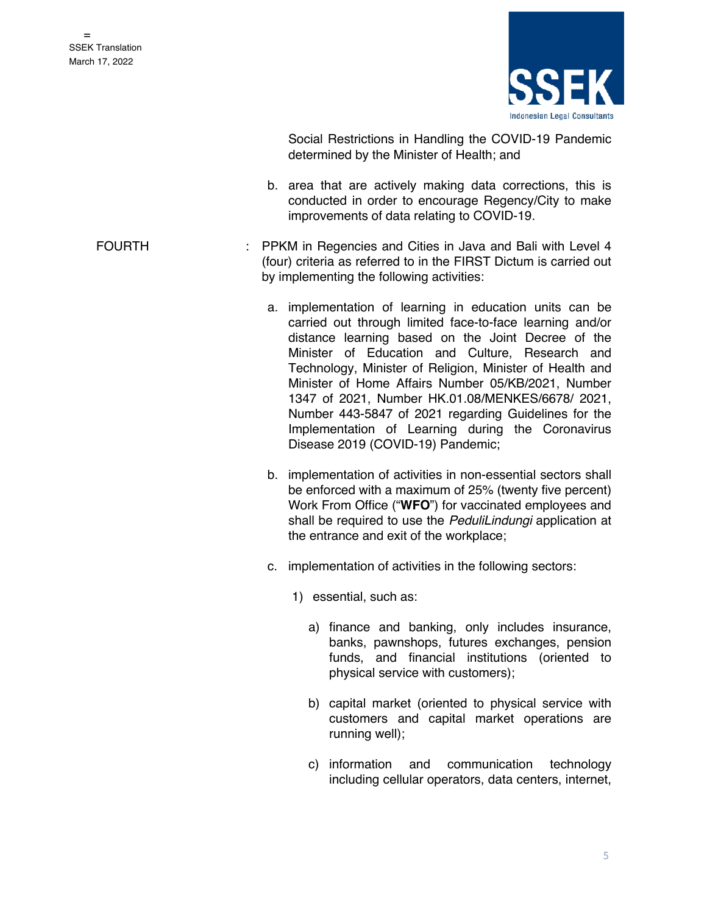Social Restrictions in Handling the COVID-19 Pandemic determined by the Minister of Health; and

b. area that are actively making data corrections, this is conducted in order to encourage Regency/City to make improvements of data relating to COVID-19.

FOURTH : PPKM in Regencies and Cities in Java and Bali with Level 4 (four) criteria as referred to in the FIRST Dictum is carried out by implementing the following activities:

a. implementation of learning in education units can be carried out through limited face-to-face learning and/or distance learning based on the Joint Decree of the Minister of Education and Culture, Research and Technology, Minister of Religion, Minister of Health and Minister of Home Affairs Number 05/KB/2021, Number 1347 of 2021, Number HK.01.08/MENKES/6678/ 2021, Number 443-5847 of 2021 regarding Guidelines for the Implementation of Learning during the Coronavirus Disease 2019 (COVID-19) Pandemic;

b. implementation of activities in non-essential sectors shall be enforced with a maximum of 25% (twenty five percent) Work From Office ("**WFO**") for vaccinated employees and shall be required to use the *PeduliLindungi* application at the entrance and exit of the workplace;

c. implementation of activities in the following sectors:

   1) essential, such as:

      a) finance and banking, only includes insurance, banks, pawnshops, futures exchanges, pension funds, and financial institutions (oriented to physical service with customers);

      b) capital market (oriented to physical service with customers and capital market operations are running well);

      c) information and communication technology including cellular operators, data centers, internet,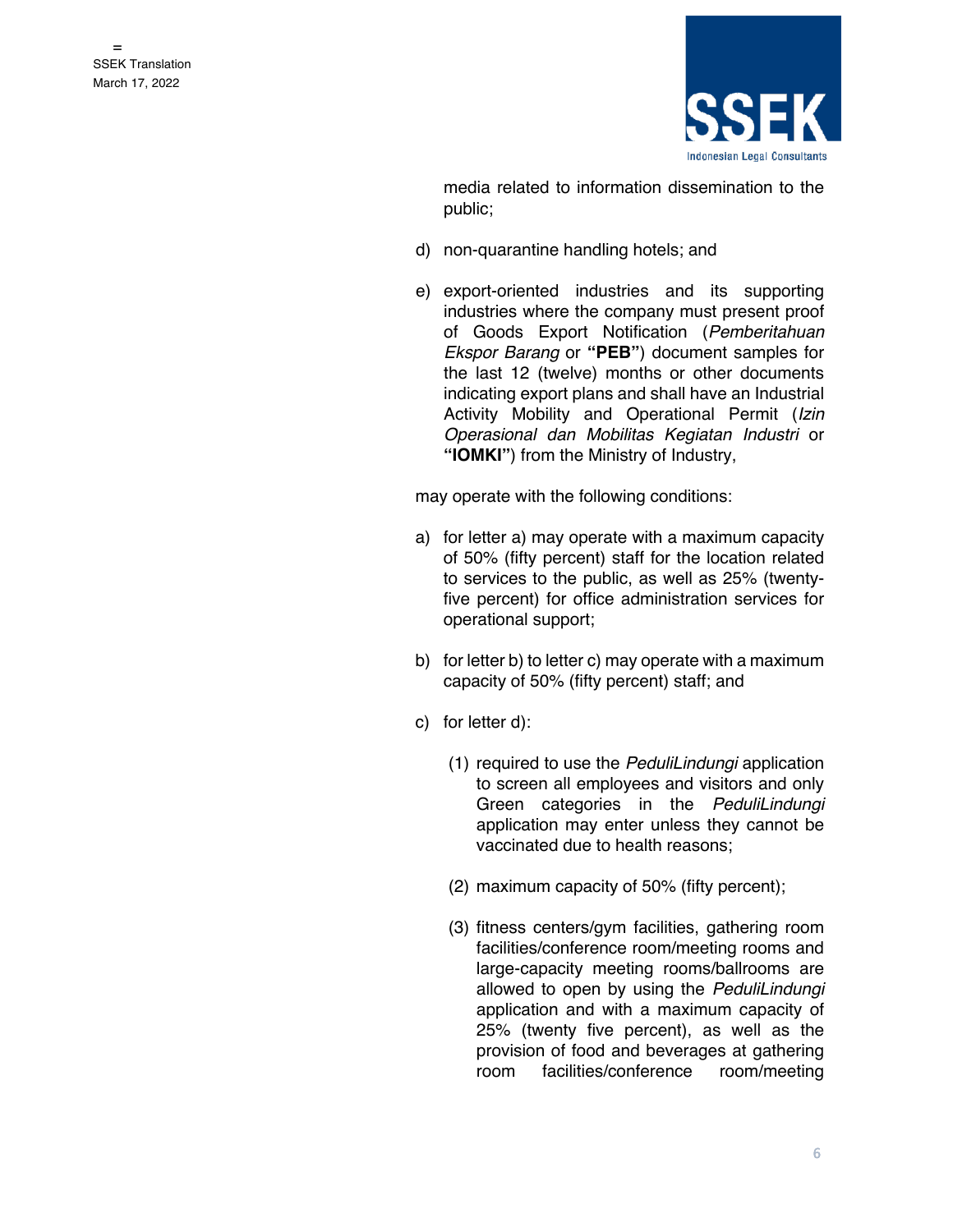media related to information dissemination to the public;

d) non-quarantine handling hotels; and

e) export-oriented industries and its supporting industries where the company must present proof of Goods Export Notification (*Pemberitahuan Ekspor Barang* or **"PEB"**) document samples for the last 12 (twelve) months or other documents indicating export plans and shall have an Industrial Activity Mobility and Operational Permit (*Izin Operasional dan Mobilitas Kegiatan Industri* or **"IOMKI"**) from the Ministry of Industry,

may operate with the following conditions:

a) for letter a) may operate with a maximum capacity of 50% (fifty percent) staff for the location related to services to the public, as well as 25% (twenty-five percent) for office administration services for operational support;

b) for letter b) to letter c) may operate with a maximum capacity of 50% (fifty percent) staff; and

c) for letter d):

   (1) required to use the *PeduliLindungi* application to screen all employees and visitors and only Green categories in the *PeduliLindungi* application may enter unless they cannot be vaccinated due to health reasons;

   (2) maximum capacity of 50% (fifty percent);

   (3) fitness centers/gym facilities, gathering room facilities/conference room/meeting rooms and large-capacity meeting rooms/ballrooms are allowed to open by using the *PeduliLindungi* application and with a maximum capacity of 25% (twenty five percent), as well as the provision of food and beverages at gathering room facilities/conference room/meeting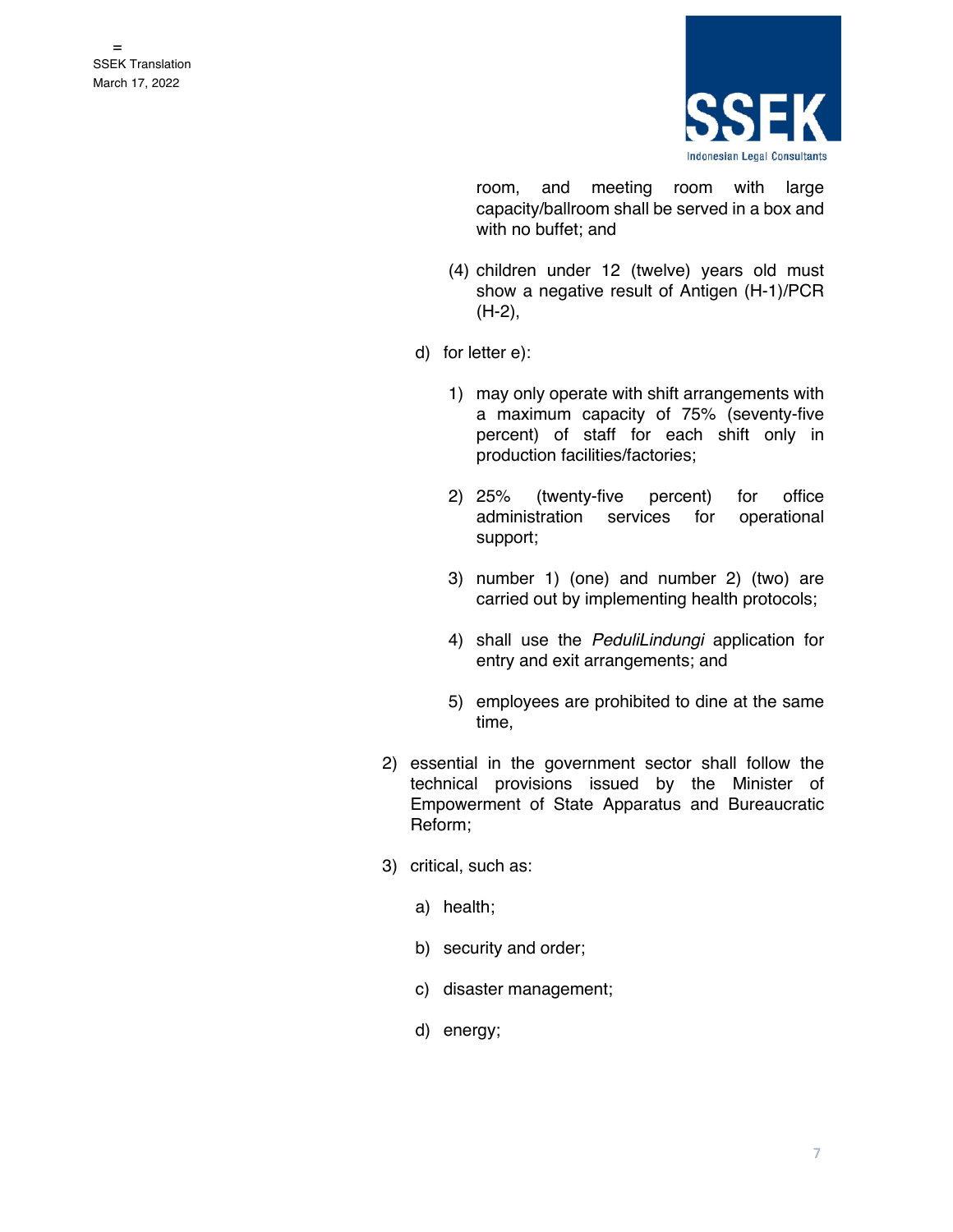room, and meeting room with large capacity/ballroom shall be served in a box and with no buffet; and

(4) children under 12 (twelve) years old must show a negative result of Antigen (H-1)/PCR (H-2),

d) for letter e):

1) may only operate with shift arrangements with a maximum capacity of 75% (seventy-five percent) of staff for each shift only in production facilities/factories;

2) 25% (twenty-five percent) for office administration services for operational support;

3) number 1) (one) and number 2) (two) are carried out by implementing health protocols;

4) shall use the *PeduliLindungi* application for entry and exit arrangements; and

5) employees are prohibited to dine at the same time,

2) essential in the government sector shall follow the technical provisions issued by the Minister of Empowerment of State Apparatus and Bureaucratic Reform;

3) critical, such as:

a) health;

b) security and order;

c) disaster management;

d) energy;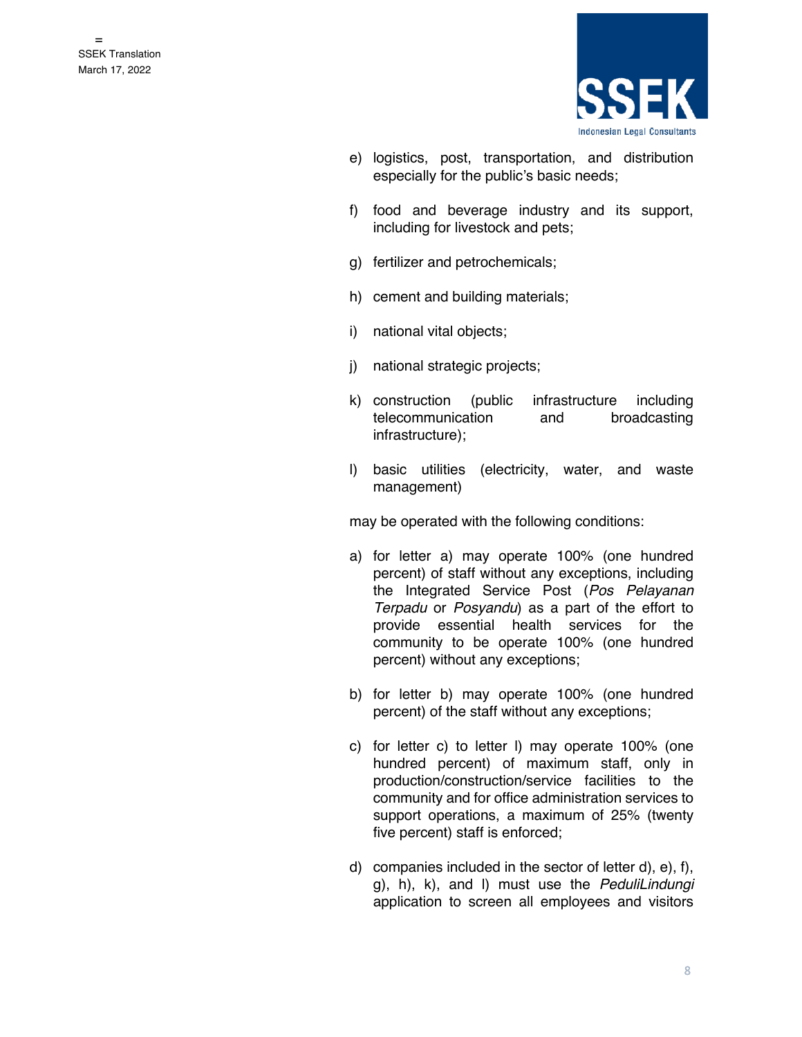e) logistics, post, transportation, and distribution especially for the public's basic needs;

f) food and beverage industry and its support, including for livestock and pets;

g) fertilizer and petrochemicals;

h) cement and building materials;

i) national vital objects;

j) national strategic projects;

k) construction (public infrastructure including telecommunication and broadcasting infrastructure);

l) basic utilities (electricity, water, and waste management)

may be operated with the following conditions:

a) for letter a) may operate 100% (one hundred percent) of staff without any exceptions, including the Integrated Service Post (*Pos Pelayanan Terpadu* or *Posyandu*) as a part of the effort to provide essential health services for the community to be operate 100% (one hundred percent) without any exceptions;

b) for letter b) may operate 100% (one hundred percent) of the staff without any exceptions;

c) for letter c) to letter l) may operate 100% (one hundred percent) of maximum staff, only in production/construction/service facilities to the community and for office administration services to support operations, a maximum of 25% (twenty five percent) staff is enforced;

d) companies included in the sector of letter d), e), f), g), h), k), and l) must use the *PeduliLindungi* application to screen all employees and visitors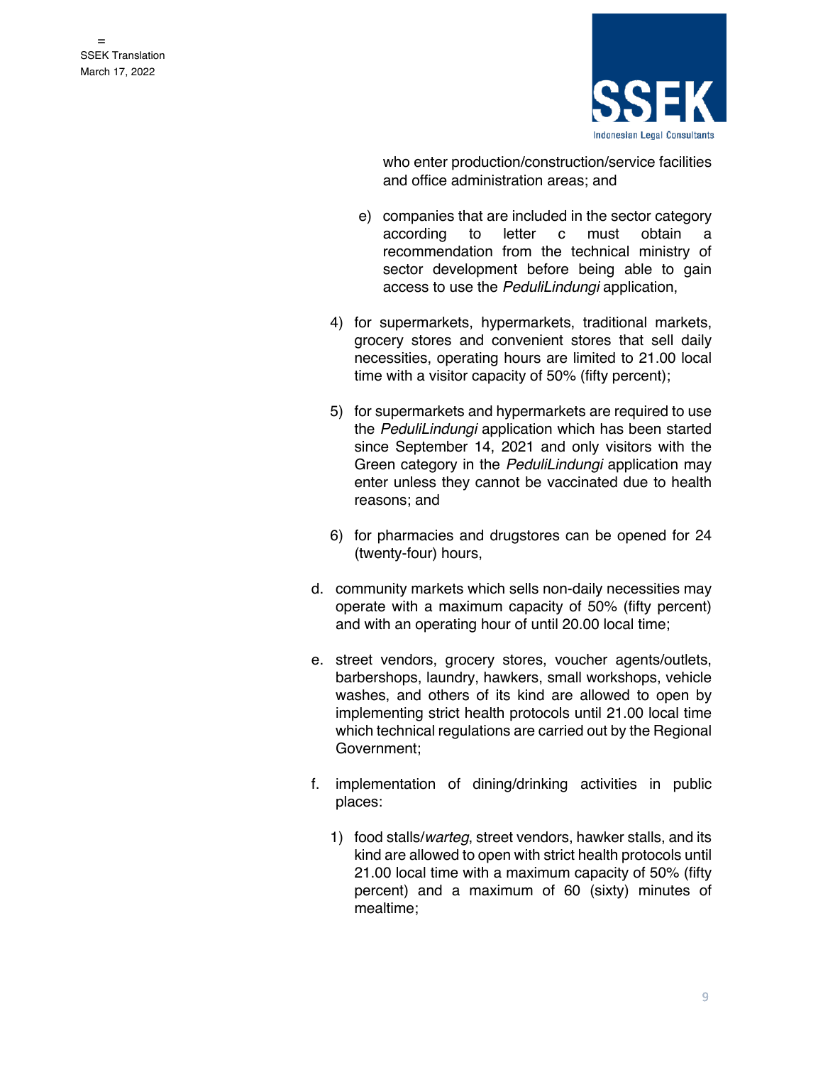who enter production/construction/service facilities and office administration areas; and

e) companies that are included in the sector category according to letter c must obtain a recommendation from the technical ministry of sector development before being able to gain access to use the *PeduliLindungi* application,

4) for supermarkets, hypermarkets, traditional markets, grocery stores and convenient stores that sell daily necessities, operating hours are limited to 21.00 local time with a visitor capacity of 50% (fifty percent);

5) for supermarkets and hypermarkets are required to use the *PeduliLindungi* application which has been started since September 14, 2021 and only visitors with the Green category in the *PeduliLindungi* application may enter unless they cannot be vaccinated due to health reasons; and

6) for pharmacies and drugstores can be opened for 24 (twenty-four) hours,

d. community markets which sells non-daily necessities may operate with a maximum capacity of 50% (fifty percent) and with an operating hour of until 20.00 local time;

e. street vendors, grocery stores, voucher agents/outlets, barbershops, laundry, hawkers, small workshops, vehicle washes, and others of its kind are allowed to open by implementing strict health protocols until 21.00 local time which technical regulations are carried out by the Regional Government;

f. implementation of dining/drinking activities in public places:

1) food stalls/*warteg*, street vendors, hawker stalls, and its kind are allowed to open with strict health protocols until 21.00 local time with a maximum capacity of 50% (fifty percent) and a maximum of 60 (sixty) minutes of mealtime;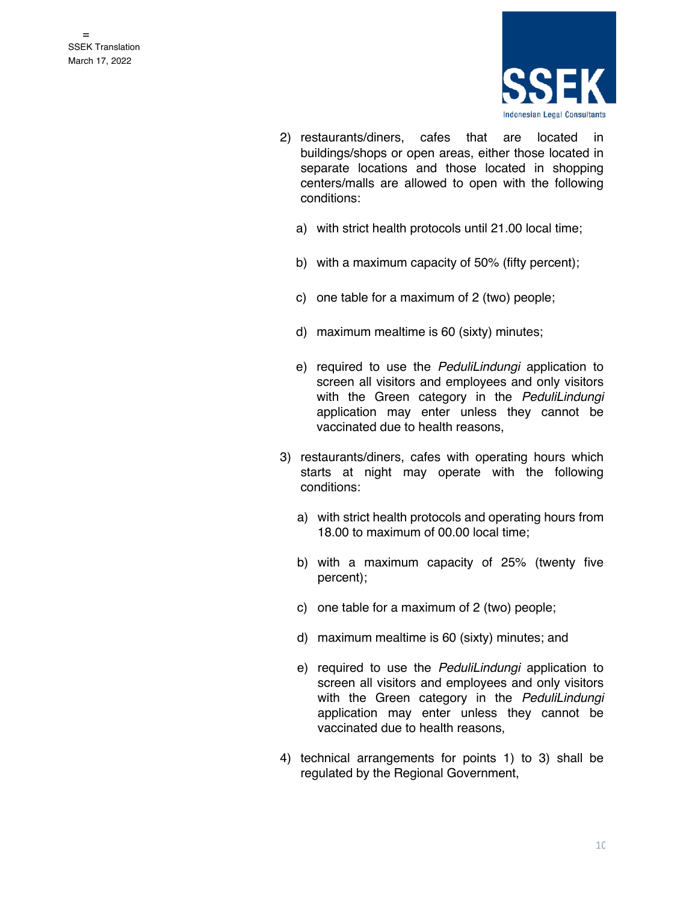2) restaurants/diners, cafes that are located in buildings/shops or open areas, either those located in separate locations and those located in shopping centers/malls are allowed to open with the following conditions:

   a) with strict health protocols until 21.00 local time;

   b) with a maximum capacity of 50% (fifty percent);

   c) one table for a maximum of 2 (two) people;

   d) maximum mealtime is 60 (sixty) minutes;

   e) required to use the *PeduliLindungi* application to screen all visitors and employees and only visitors with the Green category in the *PeduliLindungi* application may enter unless they cannot be vaccinated due to health reasons,

3) restaurants/diners, cafes with operating hours which starts at night may operate with the following conditions:

   a) with strict health protocols and operating hours from 18.00 to maximum of 00.00 local time;

   b) with a maximum capacity of 25% (twenty five percent);

   c) one table for a maximum of 2 (two) people;

   d) maximum mealtime is 60 (sixty) minutes; and

   e) required to use the *PeduliLindungi* application to screen all visitors and employees and only visitors with the Green category in the *PeduliLindungi* application may enter unless they cannot be vaccinated due to health reasons,

4) technical arrangements for points 1) to 3) shall be regulated by the Regional Government,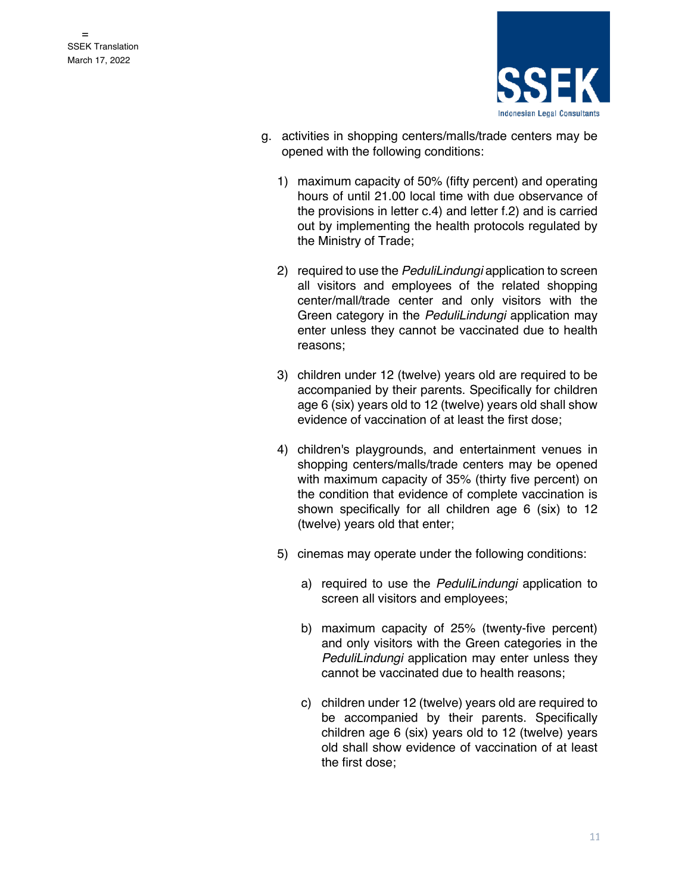g. activities in shopping centers/malls/trade centers may be opened with the following conditions:

   1) maximum capacity of 50% (fifty percent) and operating hours of until 21.00 local time with due observance of the provisions in letter c.4) and letter f.2) and is carried out by implementing the health protocols regulated by the Ministry of Trade;

   2) required to use the *PeduliLindungi* application to screen all visitors and employees of the related shopping center/mall/trade center and only visitors with the Green category in the *PeduliLindungi* application may enter unless they cannot be vaccinated due to health reasons;

   3) children under 12 (twelve) years old are required to be accompanied by their parents. Specifically for children age 6 (six) years old to 12 (twelve) years old shall show evidence of vaccination of at least the first dose;

   4) children's playgrounds, and entertainment venues in shopping centers/malls/trade centers may be opened with maximum capacity of 35% (thirty five percent) on the condition that evidence of complete vaccination is shown specifically for all children age 6 (six) to 12 (twelve) years old that enter;

   5) cinemas may operate under the following conditions:

      a) required to use the *PeduliLindungi* application to screen all visitors and employees;

      b) maximum capacity of 25% (twenty-five percent) and only visitors with the Green categories in the *PeduliLindungi* application may enter unless they cannot be vaccinated due to health reasons;

      c) children under 12 (twelve) years old are required to be accompanied by their parents. Specifically children age 6 (six) years old to 12 (twelve) years old shall show evidence of vaccination of at least the first dose;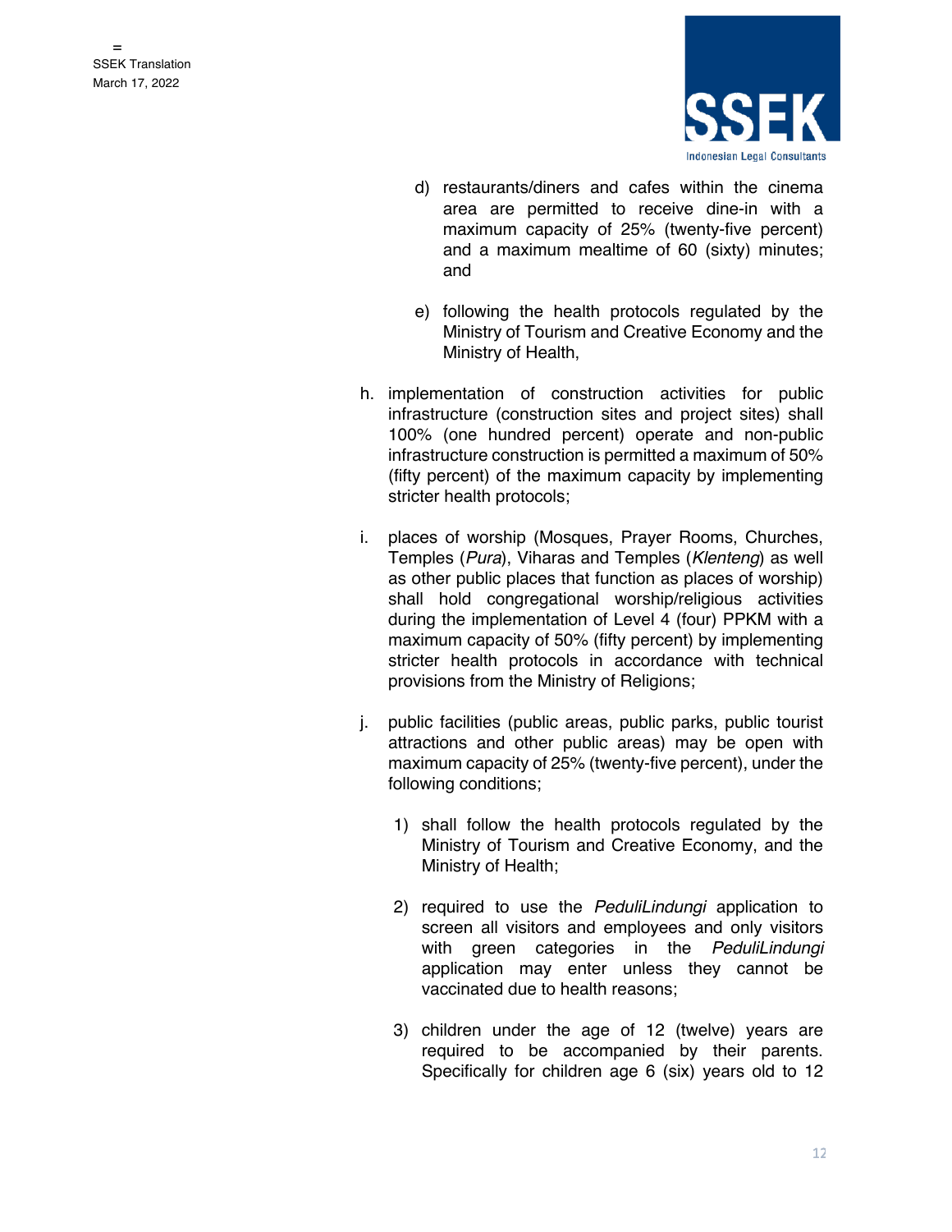d) restaurants/diners and cafes within the cinema area are permitted to receive dine-in with a maximum capacity of 25% (twenty-five percent) and a maximum mealtime of 60 (sixty) minutes; and

e) following the health protocols regulated by the Ministry of Tourism and Creative Economy and the Ministry of Health,

h. implementation of construction activities for public infrastructure (construction sites and project sites) shall 100% (one hundred percent) operate and non-public infrastructure construction is permitted a maximum of 50% (fifty percent) of the maximum capacity by implementing stricter health protocols;

i. places of worship (Mosques, Prayer Rooms, Churches, Temples (*Pura*), Viharas and Temples (*Klenteng*) as well as other public places that function as places of worship) shall hold congregational worship/religious activities during the implementation of Level 4 (four) PPKM with a maximum capacity of 50% (fifty percent) by implementing stricter health protocols in accordance with technical provisions from the Ministry of Religions;

j. public facilities (public areas, public parks, public tourist attractions and other public areas) may be open with maximum capacity of 25% (twenty-five percent), under the following conditions;

1) shall follow the health protocols regulated by the Ministry of Tourism and Creative Economy, and the Ministry of Health;

2) required to use the *PeduliLindungi* application to screen all visitors and employees and only visitors with green categories in the *PeduliLindungi* application may enter unless they cannot be vaccinated due to health reasons;

3) children under the age of 12 (twelve) years are required to be accompanied by their parents. Specifically for children age 6 (six) years old to 12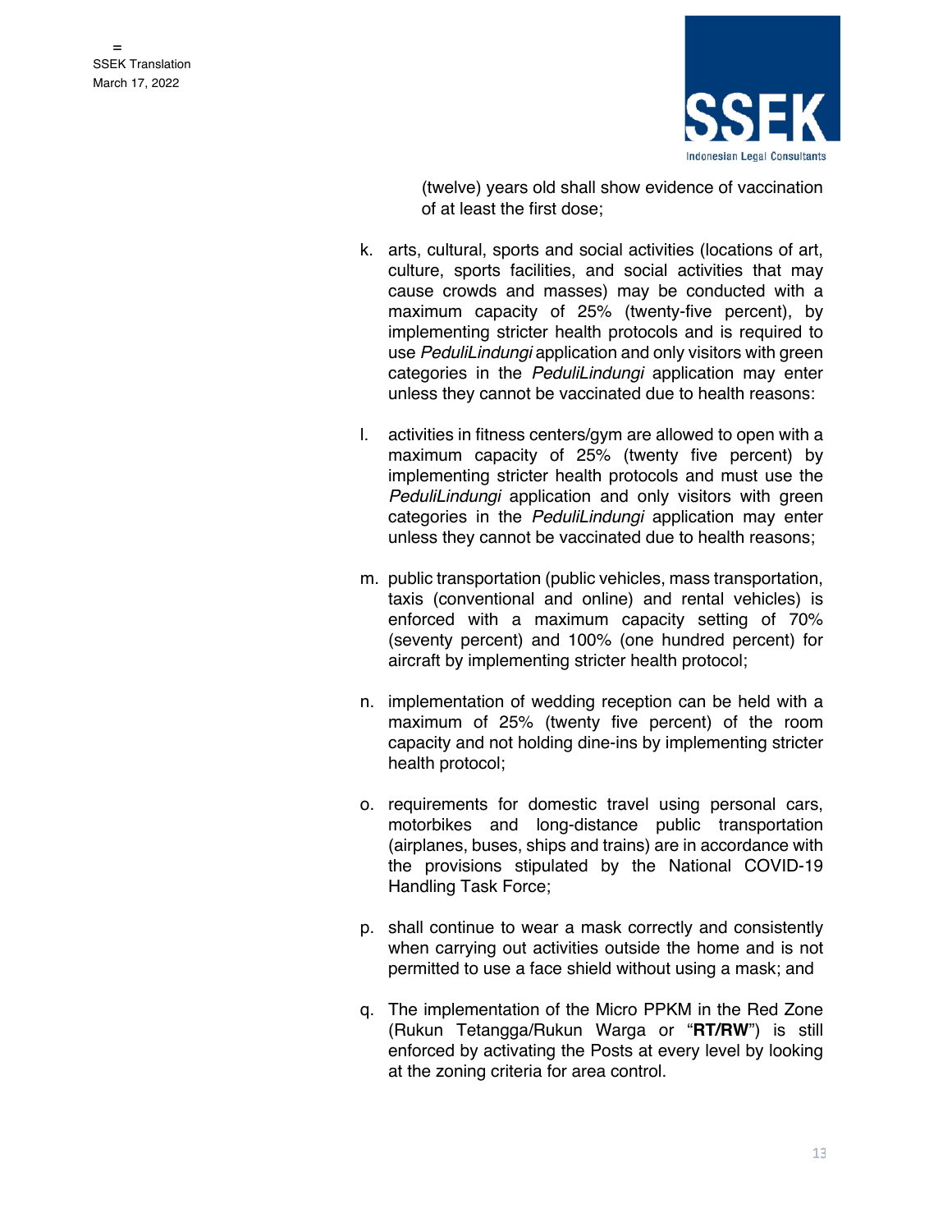(twelve) years old shall show evidence of vaccination of at least the first dose;

k. arts, cultural, sports and social activities (locations of art, culture, sports facilities, and social activities that may cause crowds and masses) may be conducted with a maximum capacity of 25% (twenty-five percent), by implementing stricter health protocols and is required to use *PeduliLindungi* application and only visitors with green categories in the *PeduliLindungi* application may enter unless they cannot be vaccinated due to health reasons:

l. activities in fitness centers/gym are allowed to open with a maximum capacity of 25% (twenty five percent) by implementing stricter health protocols and must use the *PeduliLindungi* application and only visitors with green categories in the *PeduliLindungi* application may enter unless they cannot be vaccinated due to health reasons;

m. public transportation (public vehicles, mass transportation, taxis (conventional and online) and rental vehicles) is enforced with a maximum capacity setting of 70% (seventy percent) and 100% (one hundred percent) for aircraft by implementing stricter health protocol;

n. implementation of wedding reception can be held with a maximum of 25% (twenty five percent) of the room capacity and not holding dine-ins by implementing stricter health protocol;

o. requirements for domestic travel using personal cars, motorbikes and long-distance public transportation (airplanes, buses, ships and trains) are in accordance with the provisions stipulated by the National COVID-19 Handling Task Force;

p. shall continue to wear a mask correctly and consistently when carrying out activities outside the home and is not permitted to use a face shield without using a mask; and

q. The implementation of the Micro PPKM in the Red Zone (Rukun Tetangga/Rukun Warga or "**RT/RW**") is still enforced by activating the Posts at every level by looking at the zoning criteria for area control.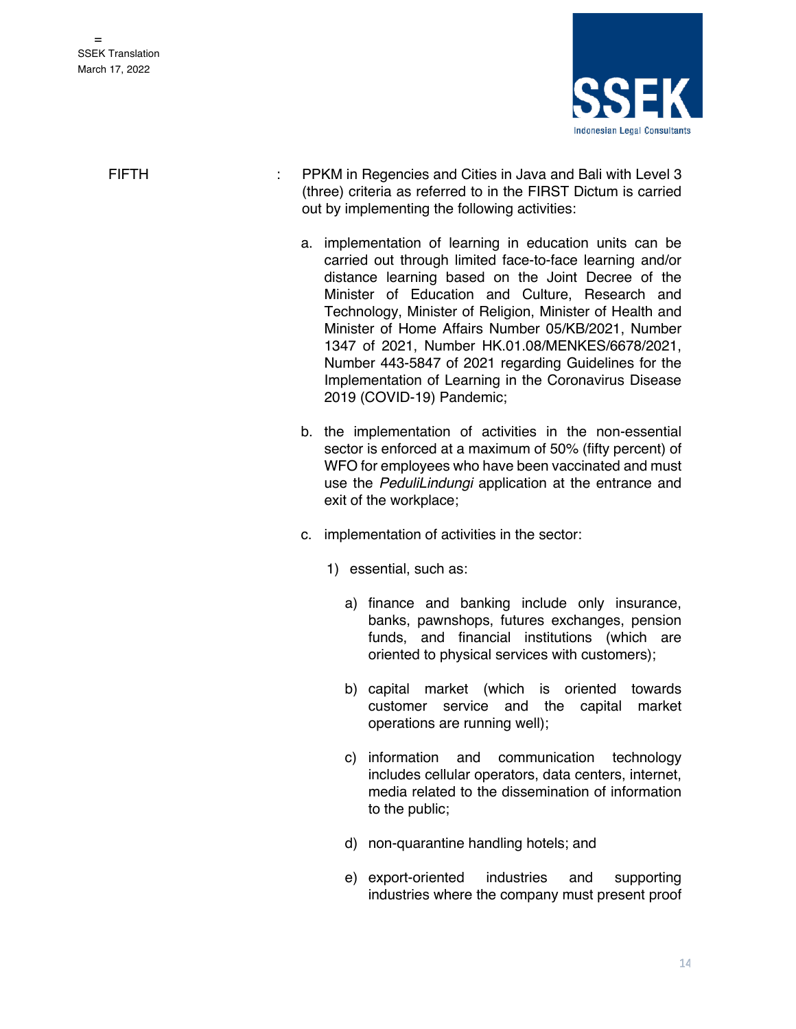FIFTH : PPKM in Regencies and Cities in Java and Bali with Level 3 (three) criteria as referred to in the FIRST Dictum is carried out by implementing the following activities:

a. implementation of learning in education units can be carried out through limited face-to-face learning and/or distance learning based on the Joint Decree of the Minister of Education and Culture, Research and Technology, Minister of Religion, Minister of Health and Minister of Home Affairs Number 05/KB/2021, Number 1347 of 2021, Number HK.01.08/MENKES/6678/2021, Number 443-5847 of 2021 regarding Guidelines for the Implementation of Learning in the Coronavirus Disease 2019 (COVID-19) Pandemic;

b. the implementation of activities in the non-essential sector is enforced at a maximum of 50% (fifty percent) of WFO for employees who have been vaccinated and must use the *PeduliLindungi* application at the entrance and exit of the workplace;

c. implementation of activities in the sector:

   1) essential, such as:

      a) finance and banking include only insurance, banks, pawnshops, futures exchanges, pension funds, and financial institutions (which are oriented to physical services with customers);

      b) capital market (which is oriented towards customer service and the capital market operations are running well);

      c) information and communication technology includes cellular operators, data centers, internet, media related to the dissemination of information to the public;

      d) non-quarantine handling hotels; and

      e) export-oriented industries and supporting industries where the company must present proof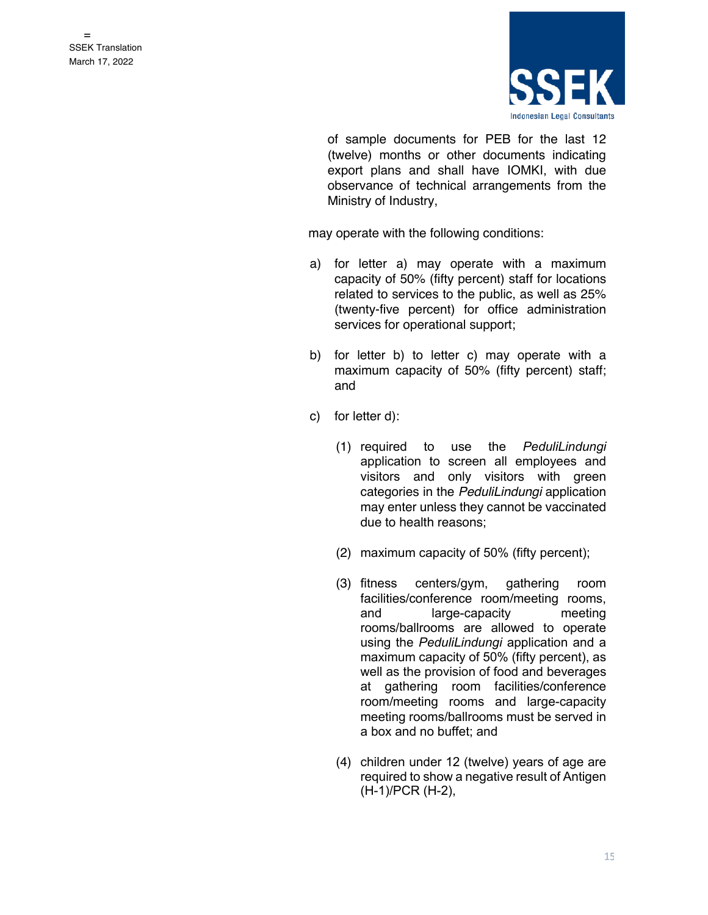of sample documents for PEB for the last 12 (twelve) months or other documents indicating export plans and shall have IOMKI, with due observance of technical arrangements from the Ministry of Industry,

may operate with the following conditions:

a) for letter a) may operate with a maximum capacity of 50% (fifty percent) staff for locations related to services to the public, as well as 25% (twenty-five percent) for office administration services for operational support;

b) for letter b) to letter c) may operate with a maximum capacity of 50% (fifty percent) staff; and

c) for letter d):

   (1) required to use the *PeduliLindungi* application to screen all employees and visitors and only visitors with green categories in the *PeduliLindungi* application may enter unless they cannot be vaccinated due to health reasons;

   (2) maximum capacity of 50% (fifty percent);

   (3) fitness centers/gym, gathering room facilities/conference room/meeting rooms, and large-capacity meeting rooms/ballrooms are allowed to operate using the *PeduliLindungi* application and a maximum capacity of 50% (fifty percent), as well as the provision of food and beverages at gathering room facilities/conference room/meeting rooms and large-capacity meeting rooms/ballrooms must be served in a box and no buffet; and

   (4) children under 12 (twelve) years of age are required to show a negative result of Antigen (H-1)/PCR (H-2),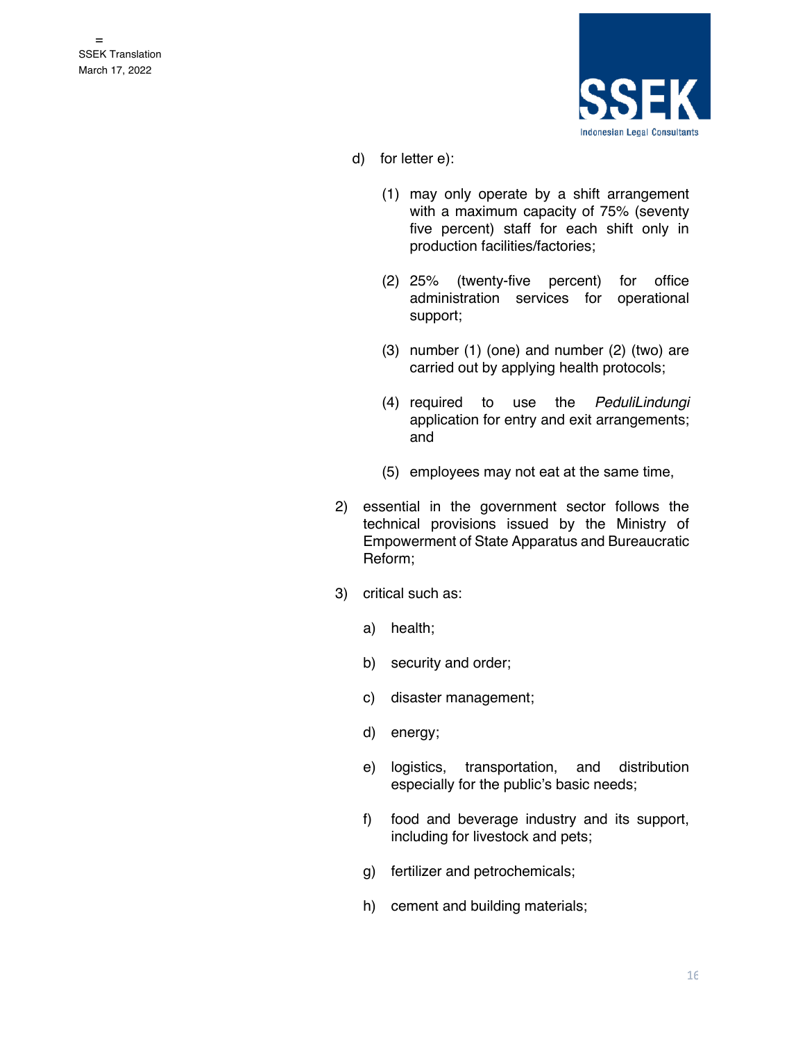d) for letter e):

   (1) may only operate by a shift arrangement with a maximum capacity of 75% (seventy five percent) staff for each shift only in production facilities/factories;

   (2) 25% (twenty-five percent) for office administration services for operational support;

   (3) number (1) (one) and number (2) (two) are carried out by applying health protocols;

   (4) required to use the *PeduliLindungi* application for entry and exit arrangements; and

   (5) employees may not eat at the same time,

2) essential in the government sector follows the technical provisions issued by the Ministry of Empowerment of State Apparatus and Bureaucratic Reform;

3) critical such as:

   a) health;

   b) security and order;

   c) disaster management;

   d) energy;

   e) logistics, transportation, and distribution especially for the public's basic needs;

   f) food and beverage industry and its support, including for livestock and pets;

   g) fertilizer and petrochemicals;

   h) cement and building materials;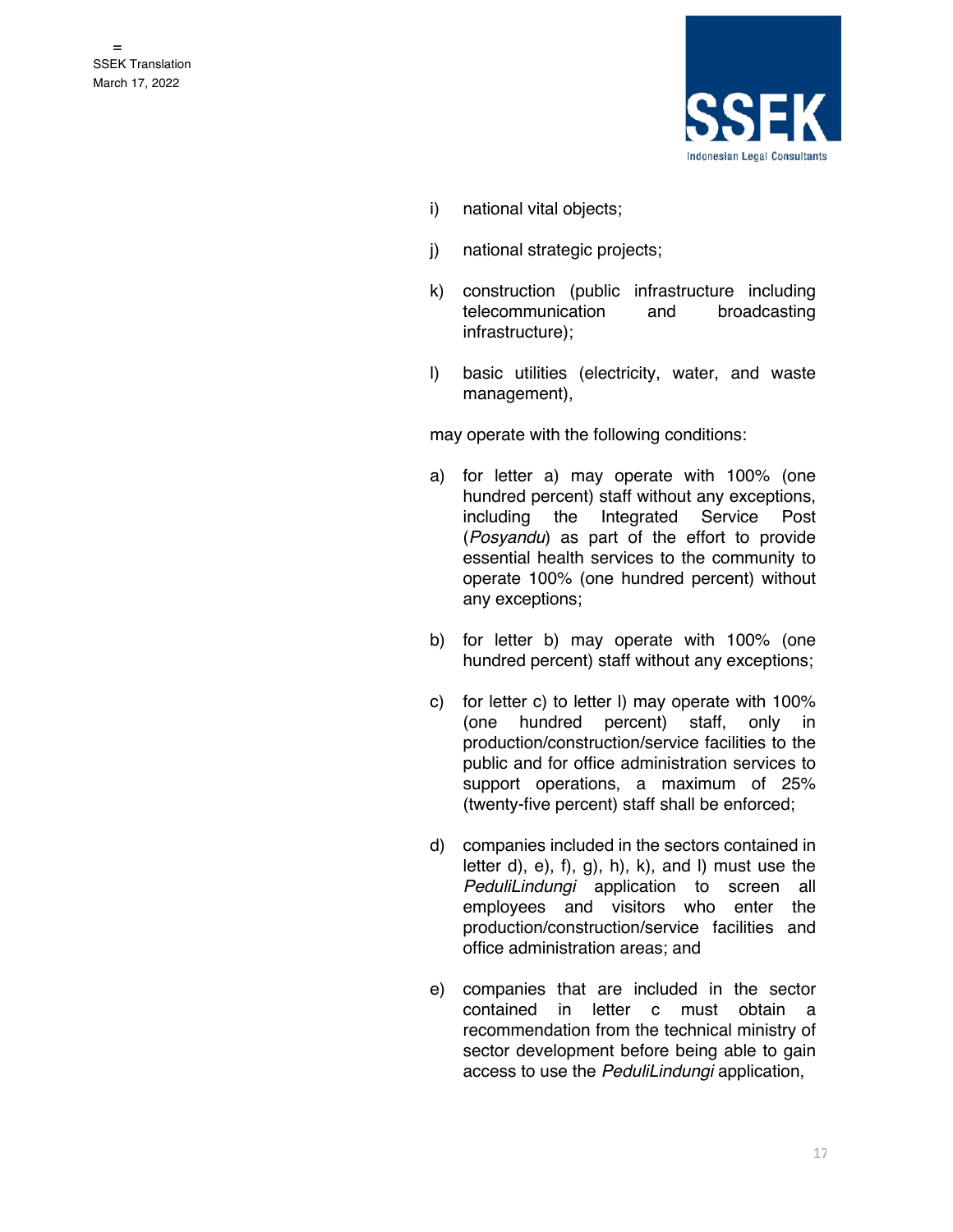i) national vital objects;

j) national strategic projects;

k) construction (public infrastructure including telecommunication and broadcasting infrastructure);

l) basic utilities (electricity, water, and waste management),

may operate with the following conditions:

a) for letter a) may operate with 100% (one hundred percent) staff without any exceptions, including the Integrated Service Post (*Posyandu*) as part of the effort to provide essential health services to the community to operate 100% (one hundred percent) without any exceptions;

b) for letter b) may operate with 100% (one hundred percent) staff without any exceptions;

c) for letter c) to letter l) may operate with 100% (one hundred percent) staff, only in production/construction/service facilities to the public and for office administration services to support operations, a maximum of 25% (twenty-five percent) staff shall be enforced;

d) companies included in the sectors contained in letter d), e), f), g), h), k), and l) must use the *PeduliLindungi* application to screen all employees and visitors who enter the production/construction/service facilities and office administration areas; and

e) companies that are included in the sector contained in letter c must obtain a recommendation from the technical ministry of sector development before being able to gain access to use the *PeduliLindungi* application,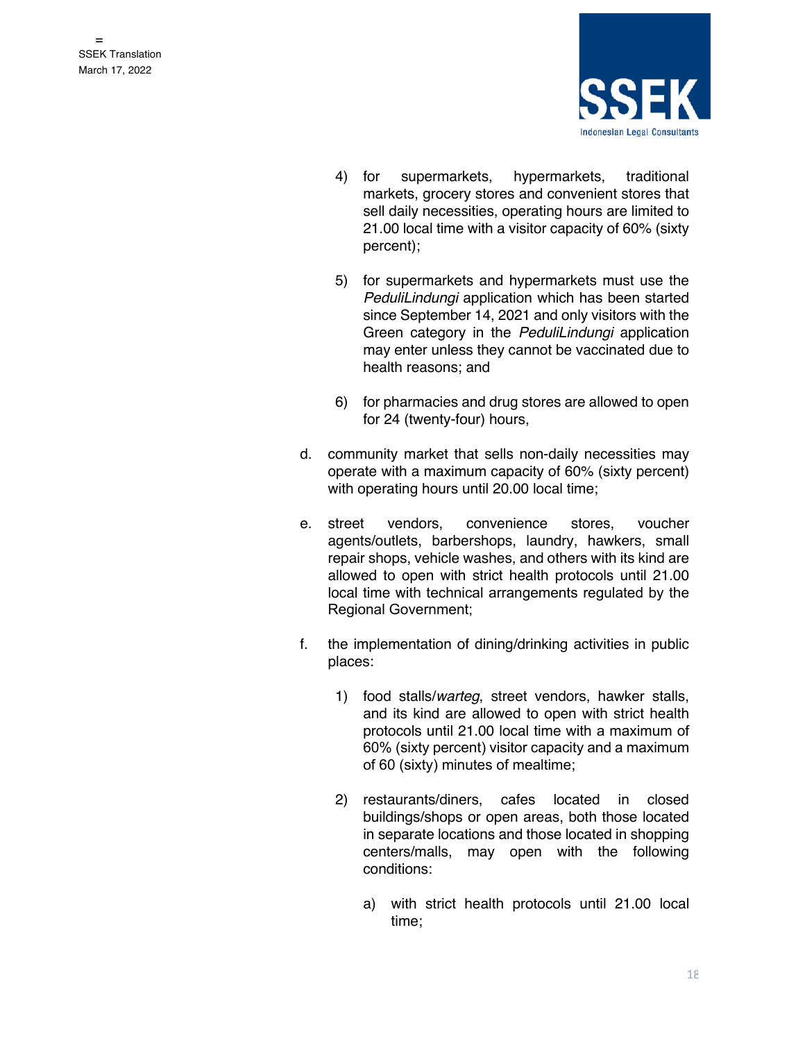4) for supermarkets, hypermarkets, traditional markets, grocery stores and convenient stores that sell daily necessities, operating hours are limited to 21.00 local time with a visitor capacity of 60% (sixty percent);

5) for supermarkets and hypermarkets must use the *PeduliLindungi* application which has been started since September 14, 2021 and only visitors with the Green category in the *PeduliLindungi* application may enter unless they cannot be vaccinated due to health reasons; and

6) for pharmacies and drug stores are allowed to open for 24 (twenty-four) hours,

d. community market that sells non-daily necessities may operate with a maximum capacity of 60% (sixty percent) with operating hours until 20.00 local time;

e. street vendors, convenience stores, voucher agents/outlets, barbershops, laundry, hawkers, small repair shops, vehicle washes, and others with its kind are allowed to open with strict health protocols until 21.00 local time with technical arrangements regulated by the Regional Government;

f. the implementation of dining/drinking activities in public places:

1) food stalls/*warteg*, street vendors, hawker stalls, and its kind are allowed to open with strict health protocols until 21.00 local time with a maximum of 60% (sixty percent) visitor capacity and a maximum of 60 (sixty) minutes of mealtime;

2) restaurants/diners, cafes located in closed buildings/shops or open areas, both those located in separate locations and those located in shopping centers/malls, may open with the following conditions:

a) with strict health protocols until 21.00 local time;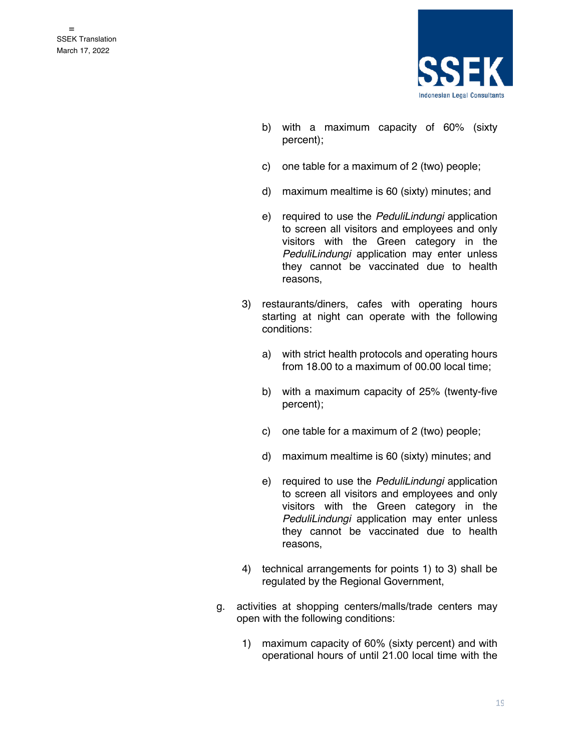b) with a maximum capacity of 60% (sixty percent);

c) one table for a maximum of 2 (two) people;

d) maximum mealtime is 60 (sixty) minutes; and

e) required to use the *PeduliLindungi* application to screen all visitors and employees and only visitors with the Green category in the *PeduliLindungi* application may enter unless they cannot be vaccinated due to health reasons,

3) restaurants/diners, cafes with operating hours starting at night can operate with the following conditions:

   a) with strict health protocols and operating hours from 18.00 to a maximum of 00.00 local time;

   b) with a maximum capacity of 25% (twenty-five percent);

   c) one table for a maximum of 2 (two) people;

   d) maximum mealtime is 60 (sixty) minutes; and

   e) required to use the *PeduliLindungi* application to screen all visitors and employees and only visitors with the Green category in the *PeduliLindungi* application may enter unless they cannot be vaccinated due to health reasons,

4) technical arrangements for points 1) to 3) shall be regulated by the Regional Government,

g. activities at shopping centers/malls/trade centers may open with the following conditions:

   1) maximum capacity of 60% (sixty percent) and with operational hours of until 21.00 local time with the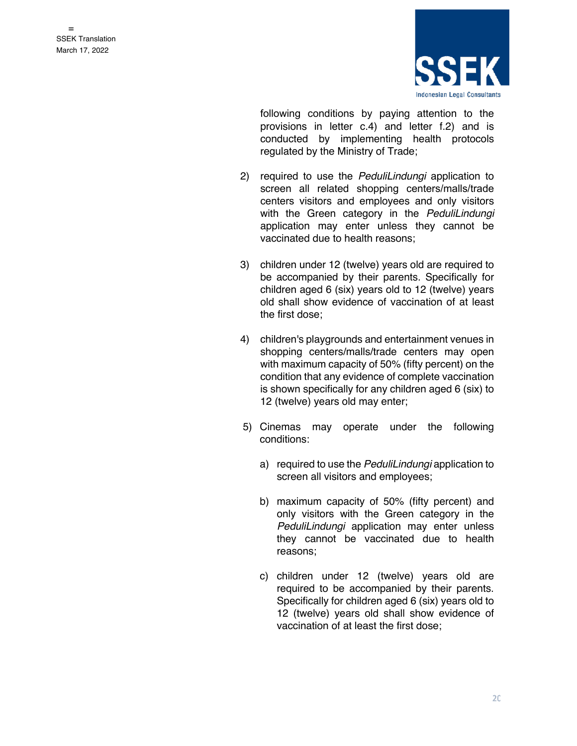following conditions by paying attention to the provisions in letter c.4) and letter f.2) and is conducted by implementing health protocols regulated by the Ministry of Trade;

2) required to use the *PeduliLindungi* application to screen all related shopping centers/malls/trade centers visitors and employees and only visitors with the Green category in the *PeduliLindungi* application may enter unless they cannot be vaccinated due to health reasons;

3) children under 12 (twelve) years old are required to be accompanied by their parents. Specifically for children aged 6 (six) years old to 12 (twelve) years old shall show evidence of vaccination of at least the first dose;

4) children's playgrounds and entertainment venues in shopping centers/malls/trade centers may open with maximum capacity of 50% (fifty percent) on the condition that any evidence of complete vaccination is shown specifically for any children aged 6 (six) to 12 (twelve) years old may enter;

5) Cinemas may operate under the following conditions:

   a) required to use the *PeduliLindungi* application to screen all visitors and employees;

   b) maximum capacity of 50% (fifty percent) and only visitors with the Green category in the *PeduliLindungi* application may enter unless they cannot be vaccinated due to health reasons;

   c) children under 12 (twelve) years old are required to be accompanied by their parents. Specifically for children aged 6 (six) years old to 12 (twelve) years old shall show evidence of vaccination of at least the first dose;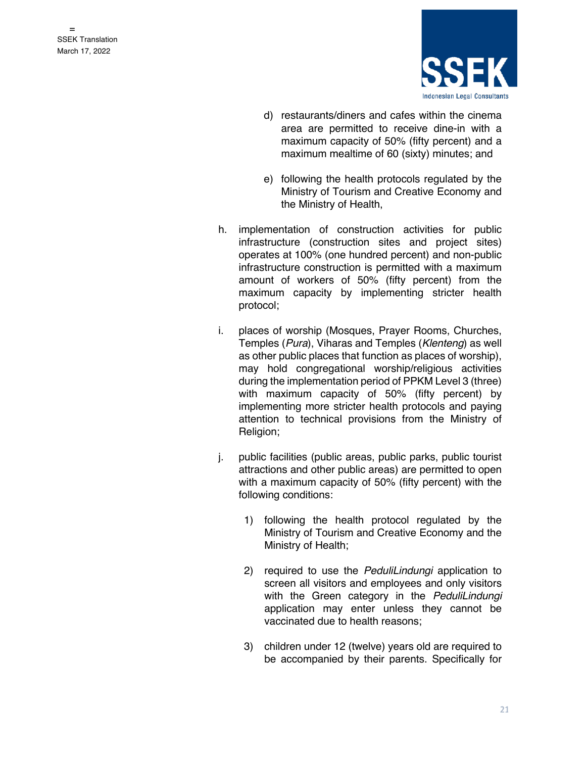d) restaurants/diners and cafes within the cinema area are permitted to receive dine-in with a maximum capacity of 50% (fifty percent) and a maximum mealtime of 60 (sixty) minutes; and

e) following the health protocols regulated by the Ministry of Tourism and Creative Economy and the Ministry of Health,

h. implementation of construction activities for public infrastructure (construction sites and project sites) operates at 100% (one hundred percent) and non-public infrastructure construction is permitted with a maximum amount of workers of 50% (fifty percent) from the maximum capacity by implementing stricter health protocol;

i. places of worship (Mosques, Prayer Rooms, Churches, Temples (*Pura*), Viharas and Temples (*Klenteng*) as well as other public places that function as places of worship), may hold congregational worship/religious activities during the implementation period of PPKM Level 3 (three) with maximum capacity of 50% (fifty percent) by implementing more stricter health protocols and paying attention to technical provisions from the Ministry of Religion;

j. public facilities (public areas, public parks, public tourist attractions and other public areas) are permitted to open with a maximum capacity of 50% (fifty percent) with the following conditions:

1) following the health protocol regulated by the Ministry of Tourism and Creative Economy and the Ministry of Health;

2) required to use the *PeduliLindungi* application to screen all visitors and employees and only visitors with the Green category in the *PeduliLindungi* application may enter unless they cannot be vaccinated due to health reasons;

3) children under 12 (twelve) years old are required to be accompanied by their parents. Specifically for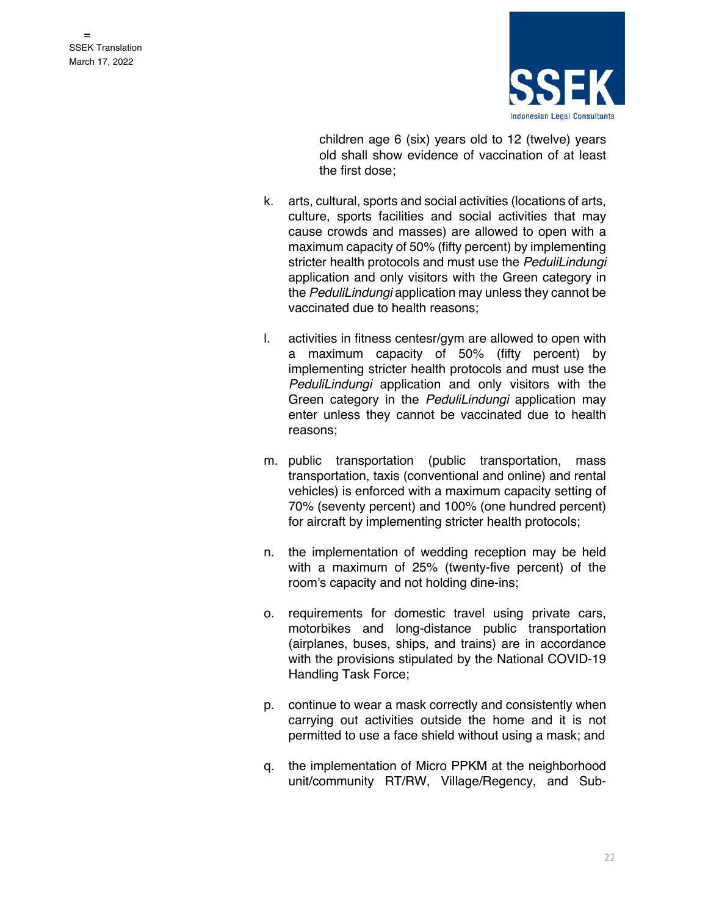children age 6 (six) years old to 12 (twelve) years old shall show evidence of vaccination of at least the first dose;

k. arts, cultural, sports and social activities (locations of arts, culture, sports facilities and social activities that may cause crowds and masses) are allowed to open with a maximum capacity of 50% (fifty percent) by implementing stricter health protocols and must use the *PeduliLindungi* application and only visitors with the Green category in the *PeduliLindungi* application may unless they cannot be vaccinated due to health reasons;

l. activities in fitness centesr/gym are allowed to open with a maximum capacity of 50% (fifty percent) by implementing stricter health protocols and must use the *PeduliLindungi* application and only visitors with the Green category in the *PeduliLindungi* application may enter unless they cannot be vaccinated due to health reasons;

m. public transportation (public transportation, mass transportation, taxis (conventional and online) and rental vehicles) is enforced with a maximum capacity setting of 70% (seventy percent) and 100% (one hundred percent) for aircraft by implementing stricter health protocols;

n. the implementation of wedding reception may be held with a maximum of 25% (twenty-five percent) of the room's capacity and not holding dine-ins;

o. requirements for domestic travel using private cars, motorbikes and long-distance public transportation (airplanes, buses, ships, and trains) are in accordance with the provisions stipulated by the National COVID-19 Handling Task Force;

p. continue to wear a mask correctly and consistently when carrying out activities outside the home and it is not permitted to use a face shield without using a mask; and

q. the implementation of Micro PPKM at the neighborhood unit/community RT/RW, Village/Regency, and Sub-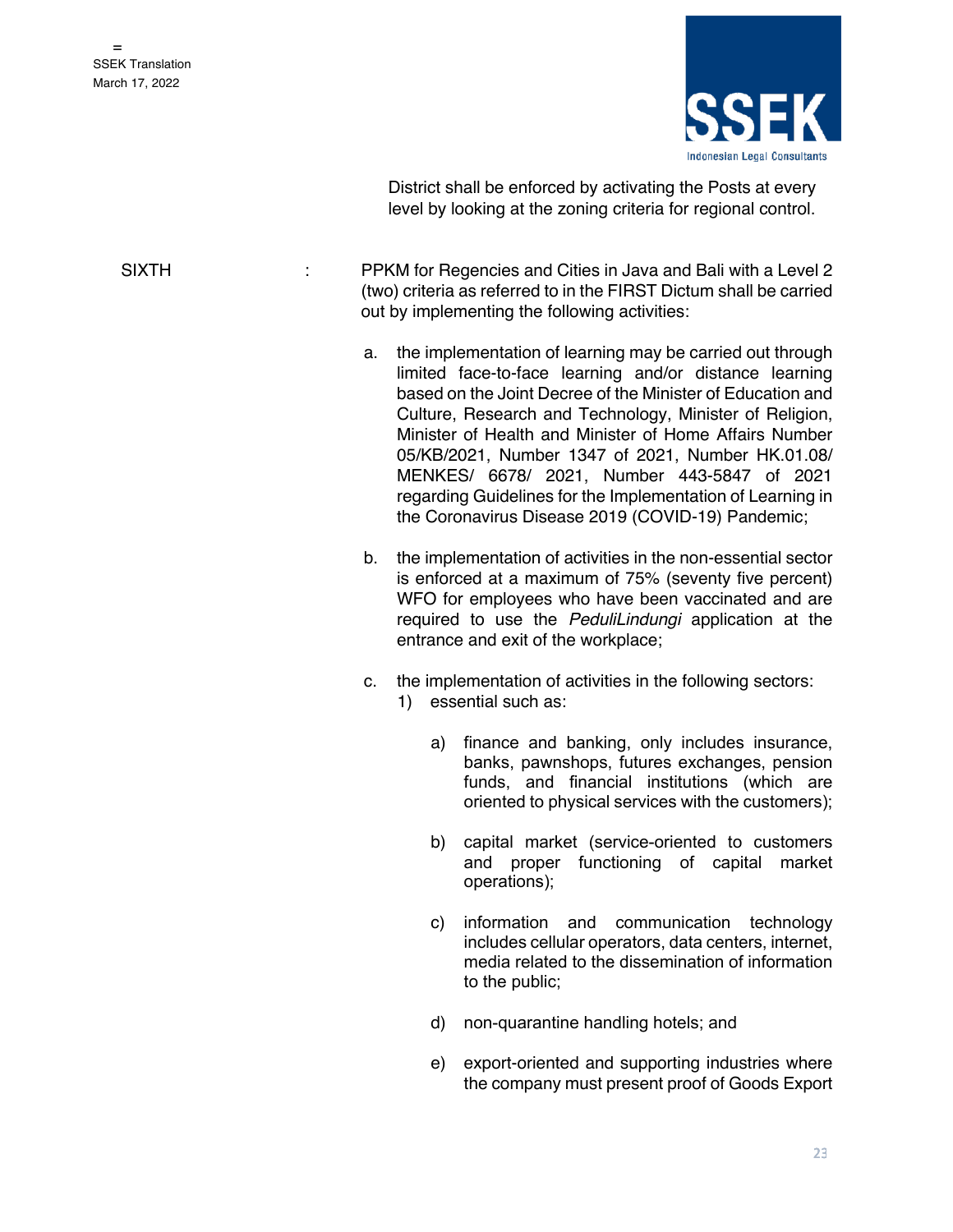District shall be enforced by activating the Posts at every level by looking at the zoning criteria for regional control.

SIXTH : PPKM for Regencies and Cities in Java and Bali with a Level 2 (two) criteria as referred to in the FIRST Dictum shall be carried out by implementing the following activities:

a. the implementation of learning may be carried out through limited face-to-face learning and/or distance learning based on the Joint Decree of the Minister of Education and Culture, Research and Technology, Minister of Religion, Minister of Health and Minister of Home Affairs Number 05/KB/2021, Number 1347 of 2021, Number HK.01.08/ MENKES/ 6678/ 2021, Number 443-5847 of 2021 regarding Guidelines for the Implementation of Learning in the Coronavirus Disease 2019 (COVID-19) Pandemic;

b. the implementation of activities in the non-essential sector is enforced at a maximum of 75% (seventy five percent) WFO for employees who have been vaccinated and are required to use the *PeduliLindungi* application at the entrance and exit of the workplace;

c. the implementation of activities in the following sectors:
   1) essential such as:

      a) finance and banking, only includes insurance, banks, pawnshops, futures exchanges, pension funds, and financial institutions (which are oriented to physical services with the customers);

      b) capital market (service-oriented to customers and proper functioning of capital market operations);

      c) information and communication technology includes cellular operators, data centers, internet, media related to the dissemination of information to the public;

      d) non-quarantine handling hotels; and

      e) export-oriented and supporting industries where the company must present proof of Goods Export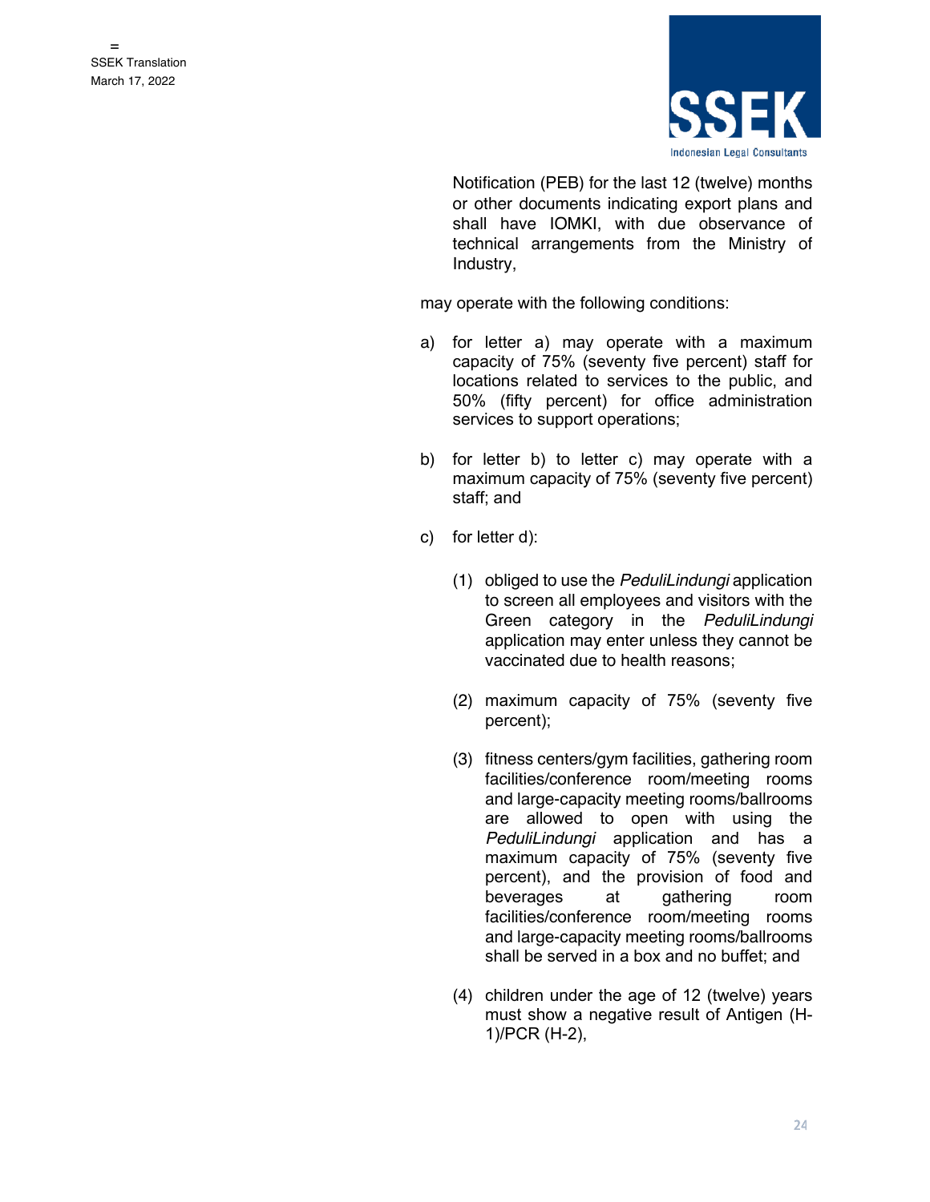Notification (PEB) for the last 12 (twelve) months or other documents indicating export plans and shall have IOMKI, with due observance of technical arrangements from the Ministry of Industry,

may operate with the following conditions:

a) for letter a) may operate with a maximum capacity of 75% (seventy five percent) staff for locations related to services to the public, and 50% (fifty percent) for office administration services to support operations;

b) for letter b) to letter c) may operate with a maximum capacity of 75% (seventy five percent) staff; and

c) for letter d):

   (1) obliged to use the *PeduliLindungi* application to screen all employees and visitors with the Green category in the *PeduliLindungi* application may enter unless they cannot be vaccinated due to health reasons;

   (2) maximum capacity of 75% (seventy five percent);

   (3) fitness centers/gym facilities, gathering room facilities/conference room/meeting rooms and large-capacity meeting rooms/ballrooms are allowed to open with using the *PeduliLindungi* application and has a maximum capacity of 75% (seventy five percent), and the provision of food and beverages at gathering room facilities/conference room/meeting rooms and large-capacity meeting rooms/ballrooms shall be served in a box and no buffet; and

   (4) children under the age of 12 (twelve) years must show a negative result of Antigen (H-1)/PCR (H-2),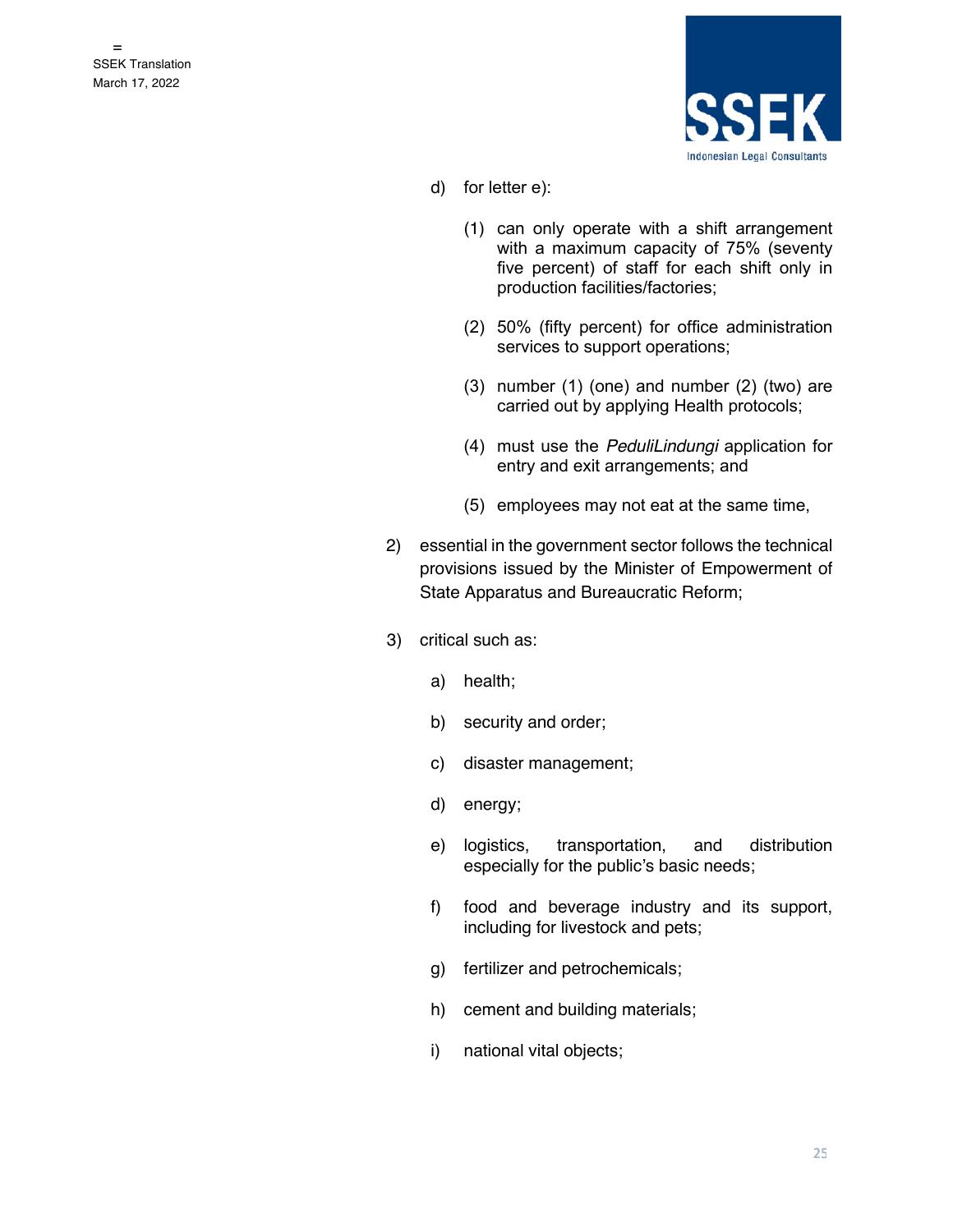d) for letter e):

(1) can only operate with a shift arrangement with a maximum capacity of 75% (seventy five percent) of staff for each shift only in production facilities/factories;

(2) 50% (fifty percent) for office administration services to support operations;

(3) number (1) (one) and number (2) (two) are carried out by applying Health protocols;

(4) must use the *PeduliLindungi* application for entry and exit arrangements; and

(5) employees may not eat at the same time,

2) essential in the government sector follows the technical provisions issued by the Minister of Empowerment of State Apparatus and Bureaucratic Reform;

3) critical such as:

a) health;

b) security and order;

c) disaster management;

d) energy;

e) logistics, transportation, and distribution especially for the public's basic needs;

f) food and beverage industry and its support, including for livestock and pets;

g) fertilizer and petrochemicals;

h) cement and building materials;

i) national vital objects;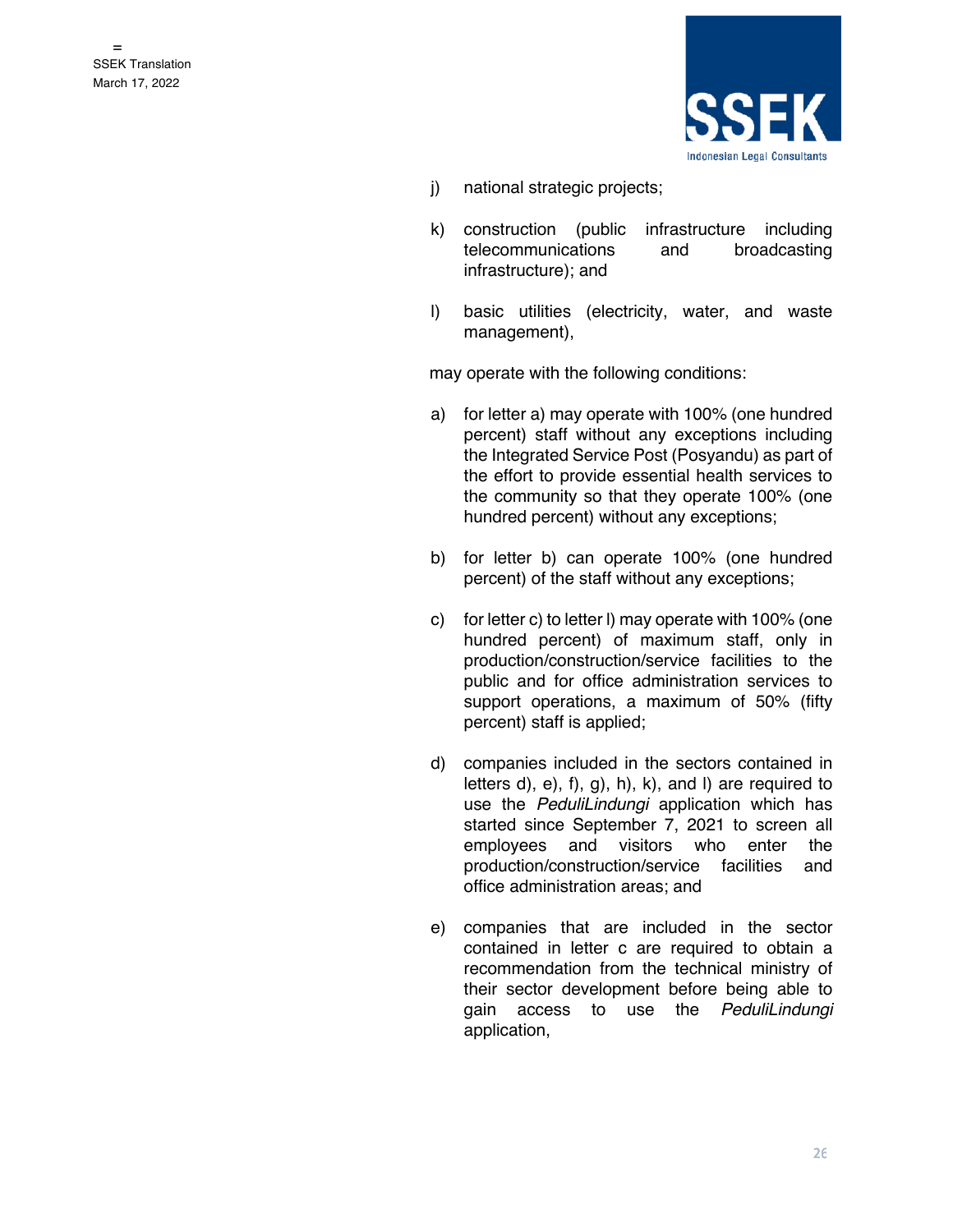j) national strategic projects;

k) construction (public infrastructure including telecommunications and broadcasting infrastructure); and

l) basic utilities (electricity, water, and waste management),

may operate with the following conditions:

a) for letter a) may operate with 100% (one hundred percent) staff without any exceptions including the Integrated Service Post (Posyandu) as part of the effort to provide essential health services to the community so that they operate 100% (one hundred percent) without any exceptions;

b) for letter b) can operate 100% (one hundred percent) of the staff without any exceptions;

c) for letter c) to letter l) may operate with 100% (one hundred percent) of maximum staff, only in production/construction/service facilities to the public and for office administration services to support operations, a maximum of 50% (fifty percent) staff is applied;

d) companies included in the sectors contained in letters d), e), f), g), h), k), and l) are required to use the *PeduliLindungi* application which has started since September 7, 2021 to screen all employees and visitors who enter the production/construction/service facilities and office administration areas; and

e) companies that are included in the sector contained in letter c are required to obtain a recommendation from the technical ministry of their sector development before being able to gain access to use the *PeduliLindungi* application,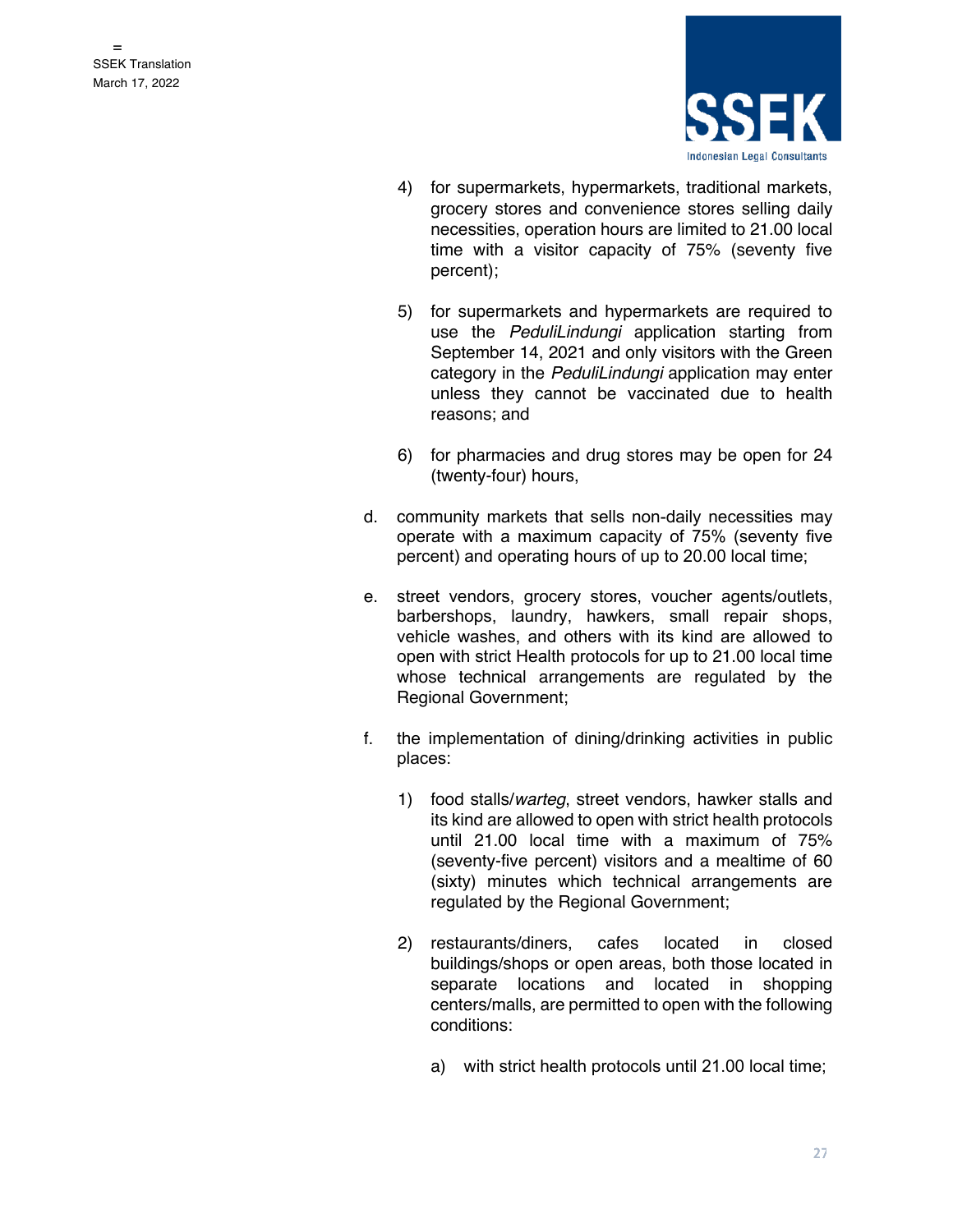4) for supermarkets, hypermarkets, traditional markets, grocery stores and convenience stores selling daily necessities, operation hours are limited to 21.00 local time with a visitor capacity of 75% (seventy five percent);

5) for supermarkets and hypermarkets are required to use the *PeduliLindungi* application starting from September 14, 2021 and only visitors with the Green category in the *PeduliLindungi* application may enter unless they cannot be vaccinated due to health reasons; and

6) for pharmacies and drug stores may be open for 24 (twenty-four) hours,

d. community markets that sells non-daily necessities may operate with a maximum capacity of 75% (seventy five percent) and operating hours of up to 20.00 local time;

e. street vendors, grocery stores, voucher agents/outlets, barbershops, laundry, hawkers, small repair shops, vehicle washes, and others with its kind are allowed to open with strict Health protocols for up to 21.00 local time whose technical arrangements are regulated by the Regional Government;

f. the implementation of dining/drinking activities in public places:

1) food stalls/*warteg*, street vendors, hawker stalls and its kind are allowed to open with strict health protocols until 21.00 local time with a maximum of 75% (seventy-five percent) visitors and a mealtime of 60 (sixty) minutes which technical arrangements are regulated by the Regional Government;

2) restaurants/diners, cafes located in closed buildings/shops or open areas, both those located in separate locations and located in shopping centers/malls, are permitted to open with the following conditions:

   a) with strict health protocols until 21.00 local time;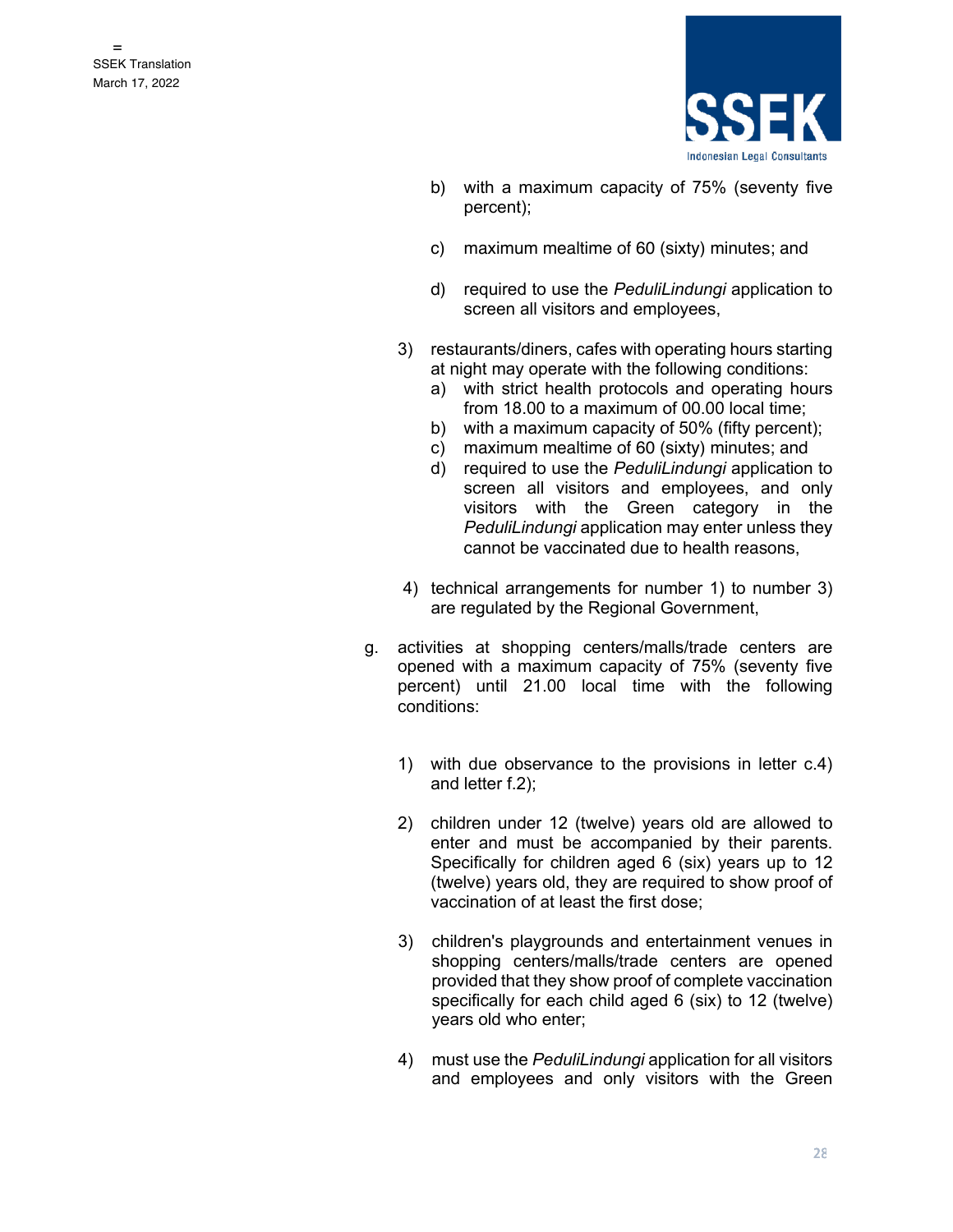b) with a maximum capacity of 75% (seventy five percent);

c) maximum mealtime of 60 (sixty) minutes; and

d) required to use the *PeduliLindungi* application to screen all visitors and employees,

3) restaurants/diners, cafes with operating hours starting at night may operate with the following conditions:

a) with strict health protocols and operating hours from 18.00 to a maximum of 00.00 local time;
b) with a maximum capacity of 50% (fifty percent);
c) maximum mealtime of 60 (sixty) minutes; and
d) required to use the *PeduliLindungi* application to screen all visitors and employees, and only visitors with the Green category in the *PeduliLindungi* application may enter unless they cannot be vaccinated due to health reasons,

4) technical arrangements for number 1) to number 3) are regulated by the Regional Government,

g. activities at shopping centers/malls/trade centers are opened with a maximum capacity of 75% (seventy five percent) until 21.00 local time with the following conditions:

1) with due observance to the provisions in letter c.4) and letter f.2);

2) children under 12 (twelve) years old are allowed to enter and must be accompanied by their parents. Specifically for children aged 6 (six) years up to 12 (twelve) years old, they are required to show proof of vaccination of at least the first dose;

3) children's playgrounds and entertainment venues in shopping centers/malls/trade centers are opened provided that they show proof of complete vaccination specifically for each child aged 6 (six) to 12 (twelve) years old who enter;

4) must use the *PeduliLindungi* application for all visitors and employees and only visitors with the Green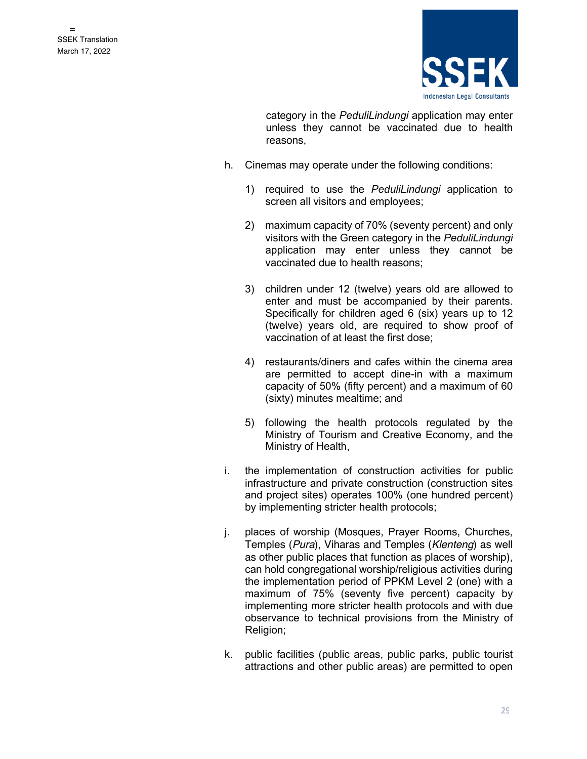category in the *PeduliLindungi* application may enter unless they cannot be vaccinated due to health reasons,

h. Cinemas may operate under the following conditions:

   1) required to use the *PeduliLindungi* application to screen all visitors and employees;

   2) maximum capacity of 70% (seventy percent) and only visitors with the Green category in the *PeduliLindungi* application may enter unless they cannot be vaccinated due to health reasons;

   3) children under 12 (twelve) years old are allowed to enter and must be accompanied by their parents. Specifically for children aged 6 (six) years up to 12 (twelve) years old, are required to show proof of vaccination of at least the first dose;

   4) restaurants/diners and cafes within the cinema area are permitted to accept dine-in with a maximum capacity of 50% (fifty percent) and a maximum of 60 (sixty) minutes mealtime; and

   5) following the health protocols regulated by the Ministry of Tourism and Creative Economy, and the Ministry of Health,

i. the implementation of construction activities for public infrastructure and private construction (construction sites and project sites) operates 100% (one hundred percent) by implementing stricter health protocols;

j. places of worship (Mosques, Prayer Rooms, Churches, Temples (*Pura*), Viharas and Temples (*Klenteng*) as well as other public places that function as places of worship), can hold congregational worship/religious activities during the implementation period of PPKM Level 2 (one) with a maximum of 75% (seventy five percent) capacity by implementing more stricter health protocols and with due observance to technical provisions from the Ministry of Religion;

k. public facilities (public areas, public parks, public tourist attractions and other public areas) are permitted to open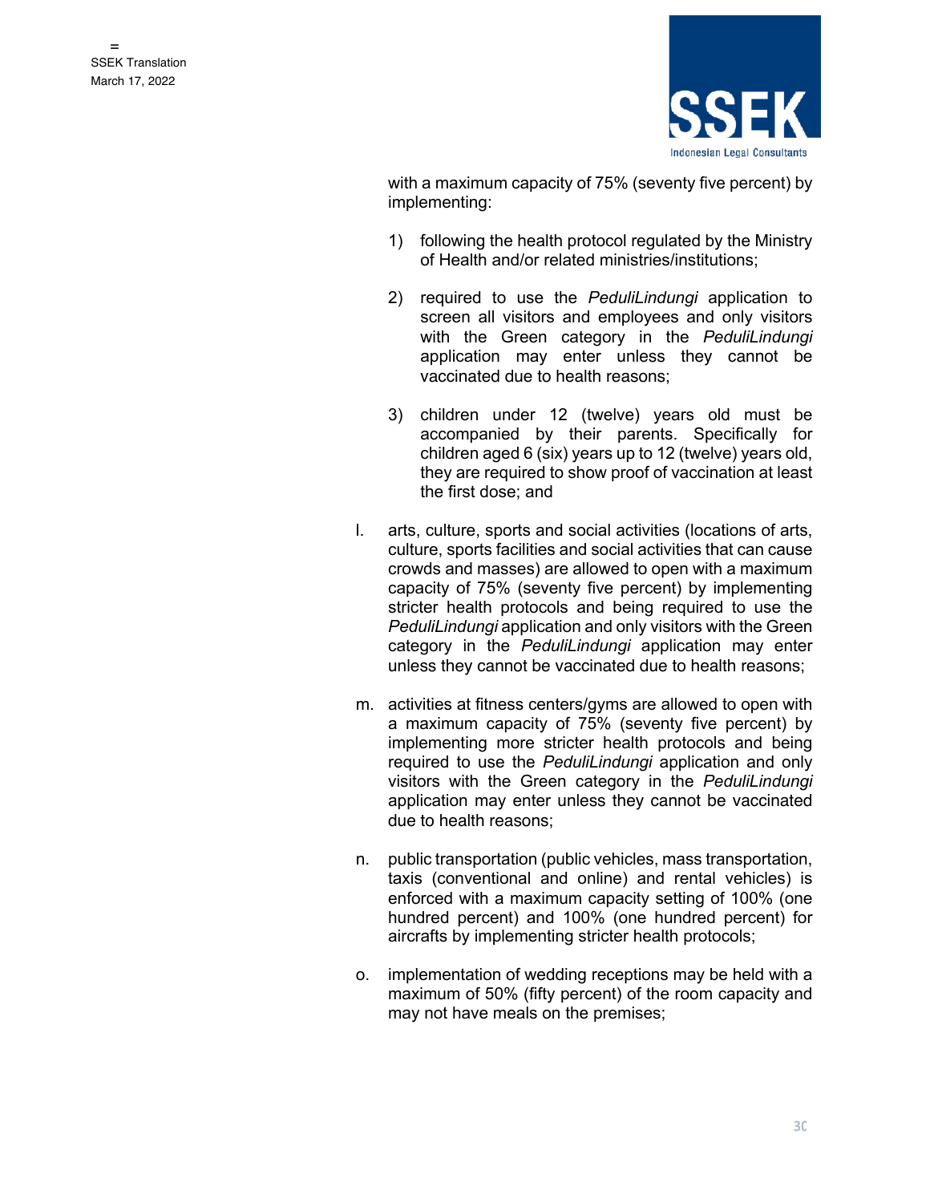with a maximum capacity of 75% (seventy five percent) by implementing:

1) following the health protocol regulated by the Ministry of Health and/or related ministries/institutions;

2) required to use the *PeduliLindungi* application to screen all visitors and employees and only visitors with the Green category in the *PeduliLindungi* application may enter unless they cannot be vaccinated due to health reasons;

3) children under 12 (twelve) years old must be accompanied by their parents. Specifically for children aged 6 (six) years up to 12 (twelve) years old, they are required to show proof of vaccination at least the first dose; and

l. arts, culture, sports and social activities (locations of arts, culture, sports facilities and social activities that can cause crowds and masses) are allowed to open with a maximum capacity of 75% (seventy five percent) by implementing stricter health protocols and being required to use the *PeduliLindungi* application and only visitors with the Green category in the *PeduliLindungi* application may enter unless they cannot be vaccinated due to health reasons;

m. activities at fitness centers/gyms are allowed to open with a maximum capacity of 75% (seventy five percent) by implementing more stricter health protocols and being required to use the *PeduliLindungi* application and only visitors with the Green category in the *PeduliLindungi* application may enter unless they cannot be vaccinated due to health reasons;

n. public transportation (public vehicles, mass transportation, taxis (conventional and online) and rental vehicles) is enforced with a maximum capacity setting of 100% (one hundred percent) and 100% (one hundred percent) for aircrafts by implementing stricter health protocols;

o. implementation of wedding receptions may be held with a maximum of 50% (fifty percent) of the room capacity and may not have meals on the premises;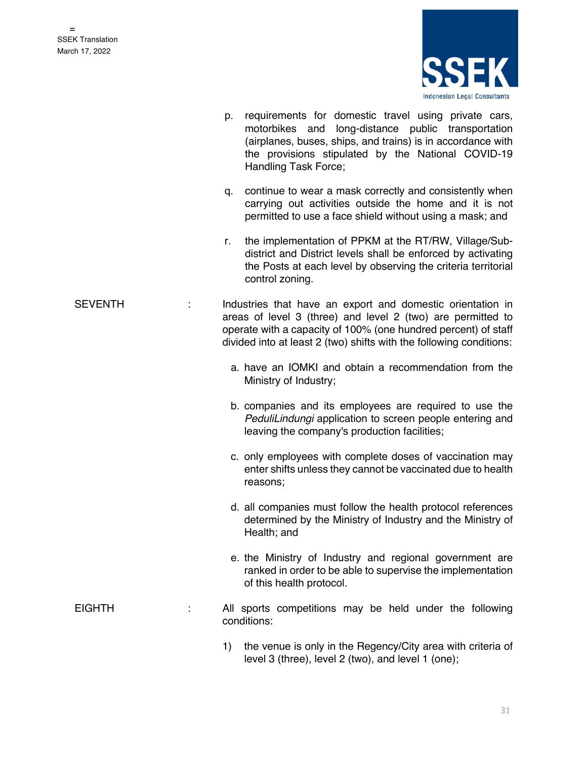p. requirements for domestic travel using private cars, motorbikes and long-distance public transportation (airplanes, buses, ships, and trains) is in accordance with the provisions stipulated by the National COVID-19 Handling Task Force;

q. continue to wear a mask correctly and consistently when carrying out activities outside the home and it is not permitted to use a face shield without using a mask; and

r. the implementation of PPKM at the RT/RW, Village/Sub-district and District levels shall be enforced by activating the Posts at each level by observing the criteria territorial control zoning.

SEVENTH : Industries that have an export and domestic orientation in areas of level 3 (three) and level 2 (two) are permitted to operate with a capacity of 100% (one hundred percent) of staff divided into at least 2 (two) shifts with the following conditions:

a. have an IOMKI and obtain a recommendation from the Ministry of Industry;

b. companies and its employees are required to use the *PeduliLindungi* application to screen people entering and leaving the company's production facilities;

c. only employees with complete doses of vaccination may enter shifts unless they cannot be vaccinated due to health reasons;

d. all companies must follow the health protocol references determined by the Ministry of Industry and the Ministry of Health; and

e. the Ministry of Industry and regional government are ranked in order to be able to supervise the implementation of this health protocol.

EIGHTH : All sports competitions may be held under the following conditions:

1) the venue is only in the Regency/City area with criteria of level 3 (three), level 2 (two), and level 1 (one);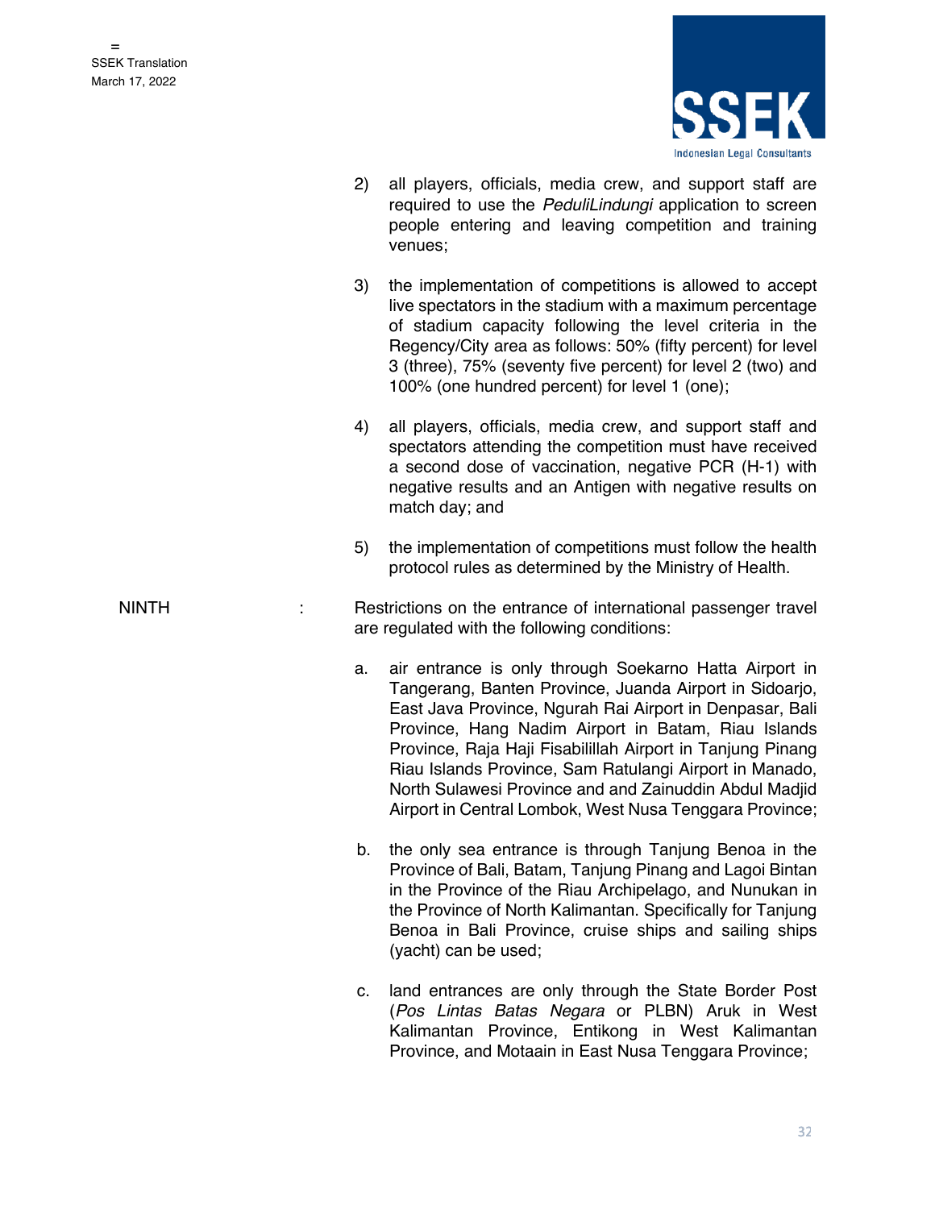2) all players, officials, media crew, and support staff are required to use the *PeduliLindungi* application to screen people entering and leaving competition and training venues;

3) the implementation of competitions is allowed to accept live spectators in the stadium with a maximum percentage of stadium capacity following the level criteria in the Regency/City area as follows: 50% (fifty percent) for level 3 (three), 75% (seventy five percent) for level 2 (two) and 100% (one hundred percent) for level 1 (one);

4) all players, officials, media crew, and support staff and spectators attending the competition must have received a second dose of vaccination, negative PCR (H-1) with negative results and an Antigen with negative results on match day; and

5) the implementation of competitions must follow the health protocol rules as determined by the Ministry of Health.

NINTH : Restrictions on the entrance of international passenger travel are regulated with the following conditions:

a. air entrance is only through Soekarno Hatta Airport in Tangerang, Banten Province, Juanda Airport in Sidoarjo, East Java Province, Ngurah Rai Airport in Denpasar, Bali Province, Hang Nadim Airport in Batam, Riau Islands Province, Raja Haji Fisabilillah Airport in Tanjung Pinang Riau Islands Province, Sam Ratulangi Airport in Manado, North Sulawesi Province and and Zainuddin Abdul Madjid Airport in Central Lombok, West Nusa Tenggara Province;

b. the only sea entrance is through Tanjung Benoa in the Province of Bali, Batam, Tanjung Pinang and Lagoi Bintan in the Province of the Riau Archipelago, and Nunukan in the Province of North Kalimantan. Specifically for Tanjung Benoa in Bali Province, cruise ships and sailing ships (yacht) can be used;

c. land entrances are only through the State Border Post (*Pos Lintas Batas Negara* or PLBN) Aruk in West Kalimantan Province, Entikong in West Kalimantan Province, and Motaain in East Nusa Tenggara Province;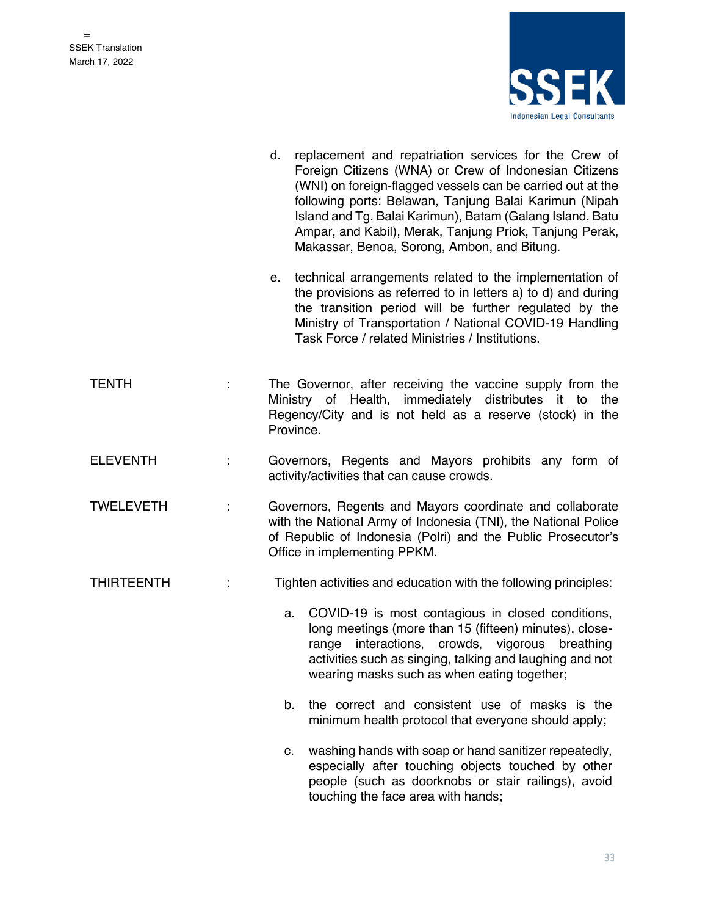d. replacement and repatriation services for the Crew of Foreign Citizens (WNA) or Crew of Indonesian Citizens (WNI) on foreign-flagged vessels can be carried out at the following ports: Belawan, Tanjung Balai Karimun (Nipah Island and Tg. Balai Karimun), Batam (Galang Island, Batu Ampar, and Kabil), Merak, Tanjung Priok, Tanjung Perak, Makassar, Benoa, Sorong, Ambon, and Bitung.

e. technical arrangements related to the implementation of the provisions as referred to in letters a) to d) and during the transition period will be further regulated by the Ministry of Transportation / National COVID-19 Handling Task Force / related Ministries / Institutions.

TENTH : The Governor, after receiving the vaccine supply from the Ministry of Health, immediately distributes it to the Regency/City and is not held as a reserve (stock) in the Province.

ELEVENTH : Governors, Regents and Mayors prohibits any form of activity/activities that can cause crowds.

TWELEVETH : Governors, Regents and Mayors coordinate and collaborate with the National Army of Indonesia (TNI), the National Police of Republic of Indonesia (Polri) and the Public Prosecutor's Office in implementing PPKM.

THIRTEENTH : Tighten activities and education with the following principles:

a. COVID-19 is most contagious in closed conditions, long meetings (more than 15 (fifteen) minutes), close-range interactions, crowds, vigorous breathing activities such as singing, talking and laughing and not wearing masks such as when eating together;

b. the correct and consistent use of masks is the minimum health protocol that everyone should apply;

c. washing hands with soap or hand sanitizer repeatedly, especially after touching objects touched by other people (such as doorknobs or stair railings), avoid touching the face area with hands;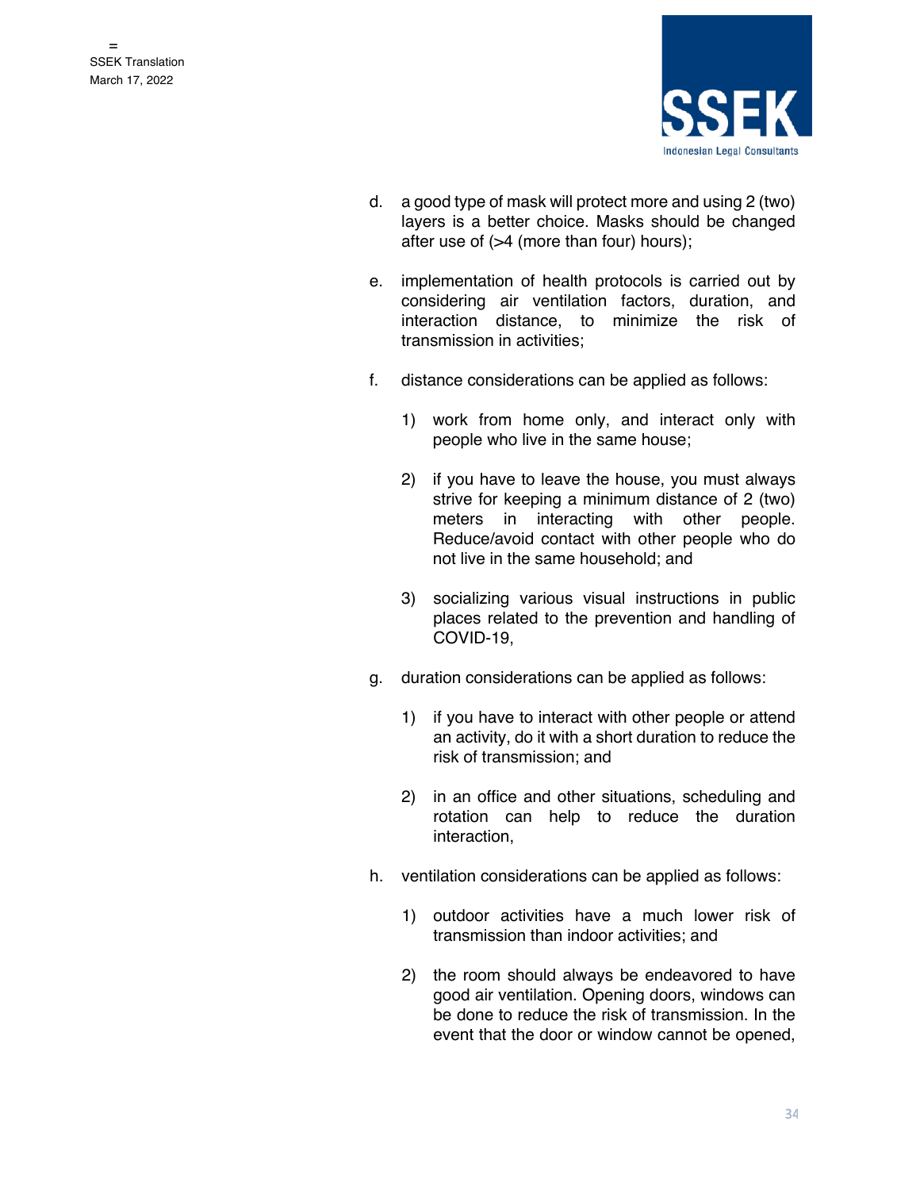d. a good type of mask will protect more and using 2 (two) layers is a better choice. Masks should be changed after use of (>4 (more than four) hours);

e. implementation of health protocols is carried out by considering air ventilation factors, duration, and interaction distance, to minimize the risk of transmission in activities;

f. distance considerations can be applied as follows:

   1) work from home only, and interact only with people who live in the same house;

   2) if you have to leave the house, you must always strive for keeping a minimum distance of 2 (two) meters in interacting with other people. Reduce/avoid contact with other people who do not live in the same household; and

   3) socializing various visual instructions in public places related to the prevention and handling of COVID-19,

g. duration considerations can be applied as follows:

   1) if you have to interact with other people or attend an activity, do it with a short duration to reduce the risk of transmission; and

   2) in an office and other situations, scheduling and rotation can help to reduce the duration interaction,

h. ventilation considerations can be applied as follows:

   1) outdoor activities have a much lower risk of transmission than indoor activities; and

   2) the room should always be endeavored to have good air ventilation. Opening doors, windows can be done to reduce the risk of transmission. In the event that the door or window cannot be opened,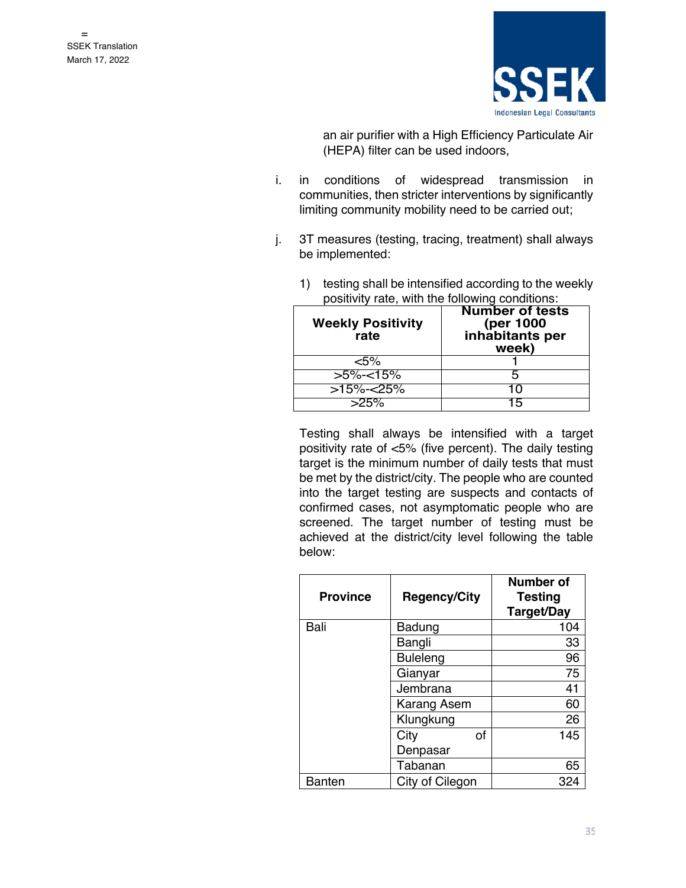an air purifier with a High Efficiency Particulate Air (HEPA) filter can be used indoors,

i. in conditions of widespread transmission in communities, then stricter interventions by significantly limiting community mobility need to be carried out;

j. 3T measures (testing, tracing, treatment) shall always be implemented:

   1) testing shall be intensified according to the weekly positivity rate, with the following conditions:

| Weekly Positivity rate | Number of tests (per 1000 inhabitants per week) |
|---|---|
| <5% | 1 |
| >5%-<15% | 5 |
| >15%-<25% | 10 |
| >25% | 15 |

Testing shall always be intensified with a target positivity rate of <5% (five percent). The daily testing target is the minimum number of daily tests that must be met by the district/city. The people who are counted into the target testing are suspects and contacts of confirmed cases, not asymptomatic people who are screened. The target number of testing must be achieved at the district/city level following the table below:

| Province | Regency/City | Number of Testing Target/Day |
|---|---|---|
| Bali | Badung | 104 |
| | Bangli | 33 |
| | Buleleng | 96 |
| | Gianyar | 75 |
| | Jembrana | 41 |
| | Karang Asem | 60 |
| | Klungkung | 26 |
| | City of Denpasar | 145 |
| | Tabanan | 65 |
| Banten | City of Cilegon | 324 |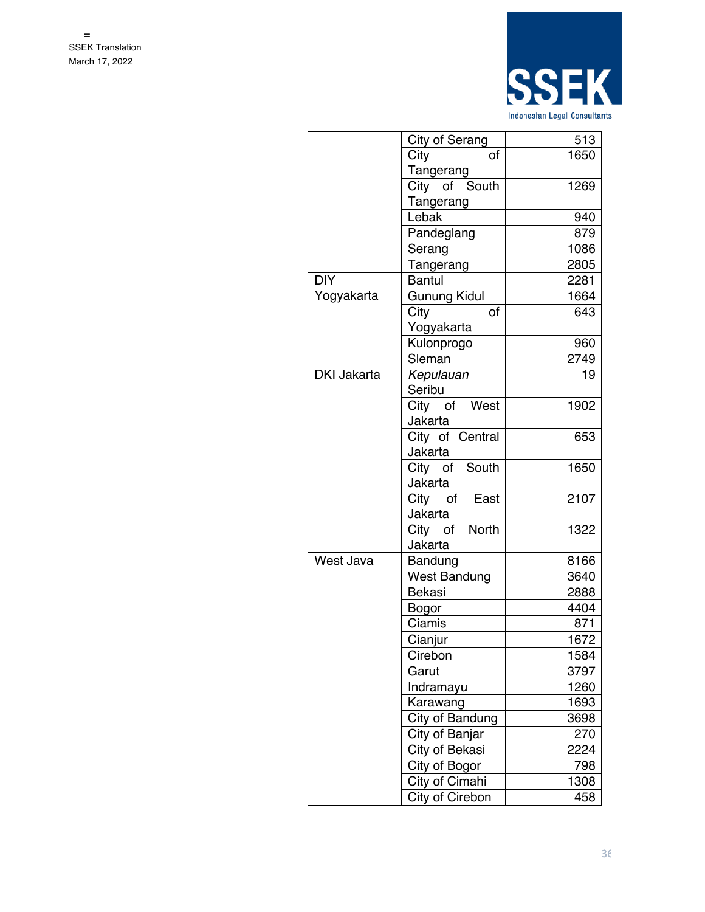| | | |
|---|---|---|
| | City of Serang | 513 |
| | City of Tangerang | 1650 |
| | City of South Tangerang | 1269 |
| | Lebak | 940 |
| | Pandeglang | 879 |
| | Serang | 1086 |
| | Tangerang | 2805 |
| DIY Yogyakarta | Bantul | 2281 |
| | Gunung Kidul | 1664 |
| | City of Yogyakarta | 643 |
| | Kulonprogo | 960 |
| | Sleman | 2749 |
| DKI Jakarta | *Kepulauan* Seribu | 19 |
| | City of West Jakarta | 1902 |
| | City of Central Jakarta | 653 |
| | City of South Jakarta | 1650 |
| | City of East Jakarta | 2107 |
| | City of North Jakarta | 1322 |
| West Java | Bandung | 8166 |
| | West Bandung | 3640 |
| | Bekasi | 2888 |
| | Bogor | 4404 |
| | Ciamis | 871 |
| | Cianjur | 1672 |
| | Cirebon | 1584 |
| | Garut | 3797 |
| | Indramayu | 1260 |
| | Karawang | 1693 |
| | City of Bandung | 3698 |
| | City of Banjar | 270 |
| | City of Bekasi | 2224 |
| | City of Bogor | 798 |
| | City of Cimahi | 1308 |
| | City of Cirebon | 458 |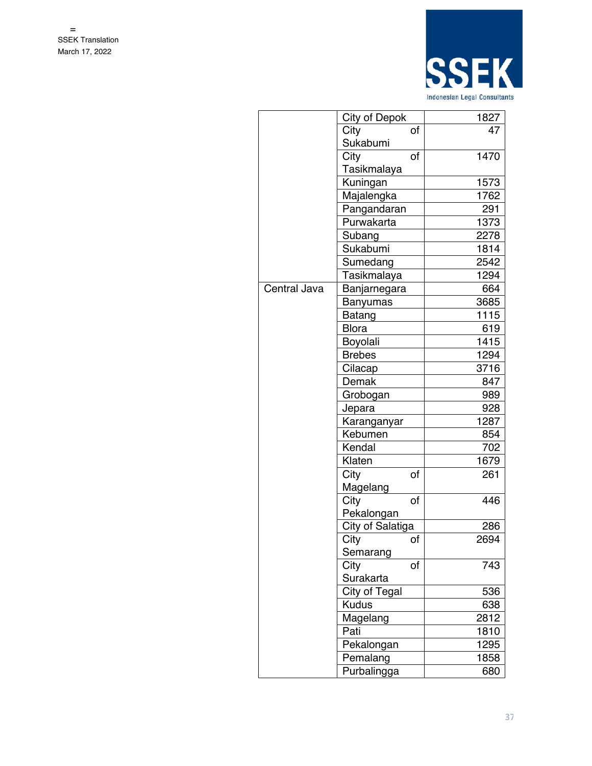| | | |
|---|---|---|
| | City of Depok | 1827 |
| | City of Sukabumi | 47 |
| | City of Tasikmalaya | 1470 |
| | Kuningan | 1573 |
| | Majalengka | 1762 |
| | Pangandaran | 291 |
| | Purwakarta | 1373 |
| | Subang | 2278 |
| | Sukabumi | 1814 |
| | Sumedang | 2542 |
| | Tasikmalaya | 1294 |
| Central Java | Banjarnegara | 664 |
| | Banyumas | 3685 |
| | Batang | 1115 |
| | Blora | 619 |
| | Boyolali | 1415 |
| | Brebes | 1294 |
| | Cilacap | 3716 |
| | Demak | 847 |
| | Grobogan | 989 |
| | Jepara | 928 |
| | Karanganyar | 1287 |
| | Kebumen | 854 |
| | Kendal | 702 |
| | Klaten | 1679 |
| | City of Magelang | 261 |
| | City of Pekalongan | 446 |
| | City of Salatiga | 286 |
| | City of Semarang | 2694 |
| | City of Surakarta | 743 |
| | City of Tegal | 536 |
| | Kudus | 638 |
| | Magelang | 2812 |
| | Pati | 1810 |
| | Pekalongan | 1295 |
| | Pemalang | 1858 |
| | Purbalingga | 680 |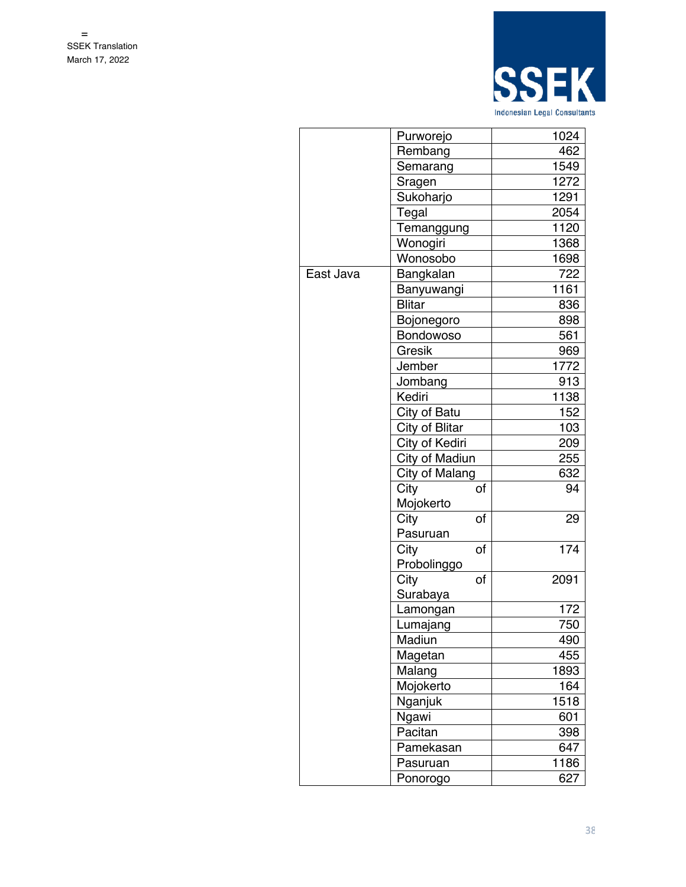| | | |
|---|---|---|
| | Purworejo | 1024 |
| | Rembang | 462 |
| | Semarang | 1549 |
| | Sragen | 1272 |
| | Sukoharjo | 1291 |
| | Tegal | 2054 |
| | Temanggung | 1120 |
| | Wonogiri | 1368 |
| | Wonosobo | 1698 |
| East Java | Bangkalan | 722 |
| | Banyuwangi | 1161 |
| | Blitar | 836 |
| | Bojonegoro | 898 |
| | Bondowoso | 561 |
| | Gresik | 969 |
| | Jember | 1772 |
| | Jombang | 913 |
| | Kediri | 1138 |
| | City of Batu | 152 |
| | City of Blitar | 103 |
| | City of Kediri | 209 |
| | City of Madiun | 255 |
| | City of Malang | 632 |
| | City of Mojokerto | 94 |
| | City of Pasuruan | 29 |
| | City of Probolinggo | 174 |
| | City of Surabaya | 2091 |
| | Lamongan | 172 |
| | Lumajang | 750 |
| | Madiun | 490 |
| | Magetan | 455 |
| | Malang | 1893 |
| | Mojokerto | 164 |
| | Nganjuk | 1518 |
| | Ngawi | 601 |
| | Pacitan | 398 |
| | Pamekasan | 647 |
| | Pasuruan | 1186 |
| | Ponorogo | 627 |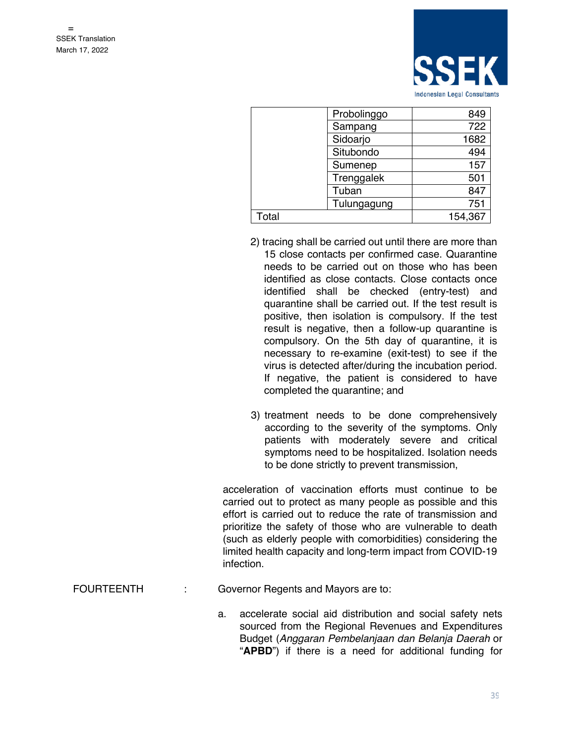| | | |
|---|---|---|
| | Probolinggo | 849 |
| | Sampang | 722 |
| | Sidoarjo | 1682 |
| | Situbondo | 494 |
| | Sumenep | 157 |
| | Trenggalek | 501 |
| | Tuban | 847 |
| | Tulungagung | 751 |
| Total | | 154,367 |

2) tracing shall be carried out until there are more than 15 close contacts per confirmed case. Quarantine needs to be carried out on those who has been identified as close contacts. Close contacts once identified shall be checked (entry-test) and quarantine shall be carried out. If the test result is positive, then isolation is compulsory. If the test result is negative, then a follow-up quarantine is compulsory. On the 5th day of quarantine, it is necessary to re-examine (exit-test) to see if the virus is detected after/during the incubation period. If negative, the patient is considered to have completed the quarantine; and

3) treatment needs to be done comprehensively according to the severity of the symptoms. Only patients with moderately severe and critical symptoms need to be hospitalized. Isolation needs to be done strictly to prevent transmission,

acceleration of vaccination efforts must continue to be carried out to protect as many people as possible and this effort is carried out to reduce the rate of transmission and prioritize the safety of those who are vulnerable to death (such as elderly people with comorbidities) considering the limited health capacity and long-term impact from COVID-19 infection.

FOURTEENTH : Governor Regents and Mayors are to:

a. accelerate social aid distribution and social safety nets sourced from the Regional Revenues and Expenditures Budget (*Anggaran Pembelanjaan dan Belanja Daerah* or "**APBD**") if there is a need for additional funding for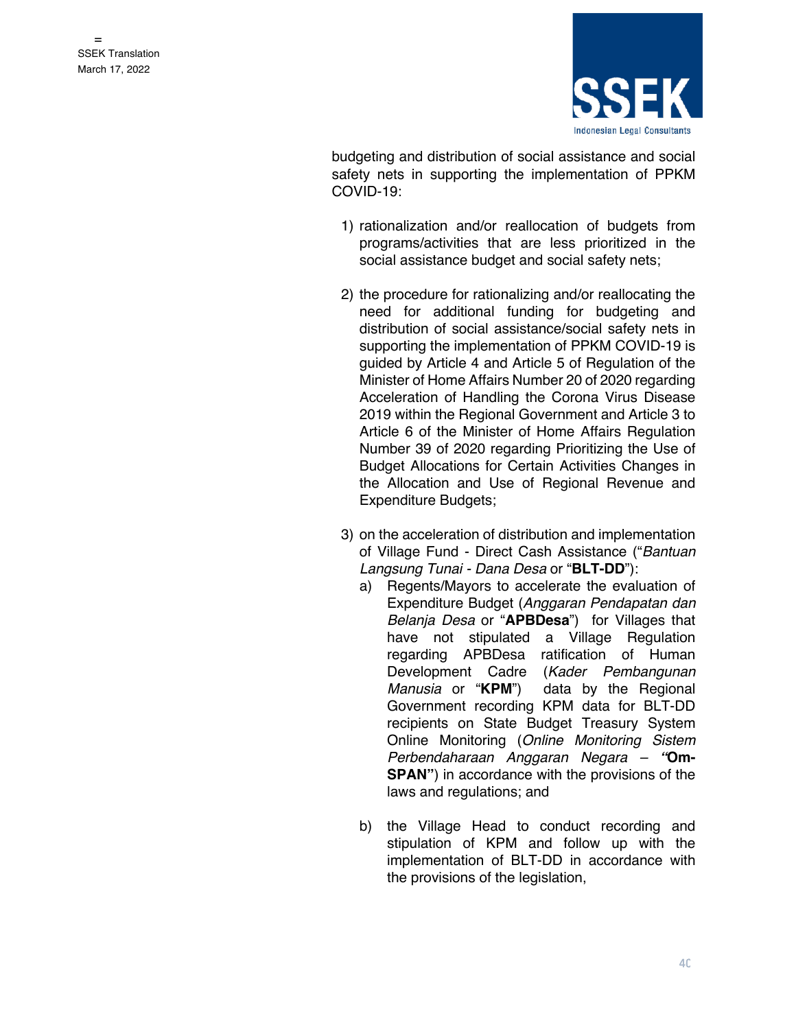budgeting and distribution of social assistance and social safety nets in supporting the implementation of PPKM COVID-19:

1) rationalization and/or reallocation of budgets from programs/activities that are less prioritized in the social assistance budget and social safety nets;

2) the procedure for rationalizing and/or reallocating the need for additional funding for budgeting and distribution of social assistance/social safety nets in supporting the implementation of PPKM COVID-19 is guided by Article 4 and Article 5 of Regulation of the Minister of Home Affairs Number 20 of 2020 regarding Acceleration of Handling the Corona Virus Disease 2019 within the Regional Government and Article 3 to Article 6 of the Minister of Home Affairs Regulation Number 39 of 2020 regarding Prioritizing the Use of Budget Allocations for Certain Activities Changes in the Allocation and Use of Regional Revenue and Expenditure Budgets;

3) on the acceleration of distribution and implementation of Village Fund - Direct Cash Assistance ("*Bantuan Langsung Tunai - Dana Desa* or "**BLT-DD**"):
   a) Regents/Mayors to accelerate the evaluation of Expenditure Budget (*Anggaran Pendapatan dan Belanja Desa* or "**APBDesa**") for Villages that have not stipulated a Village Regulation regarding APBDesa ratification of Human Development Cadre (*Kader Pembangunan Manusia* or "**KPM**") data by the Regional Government recording KPM data for BLT-DD recipients on State Budget Treasury System Online Monitoring (*Online Monitoring Sistem Perbendaharaan Anggaran Negara* – "**Om-SPAN**") in accordance with the provisions of the laws and regulations; and

   b) the Village Head to conduct recording and stipulation of KPM and follow up with the implementation of BLT-DD in accordance with the provisions of the legislation,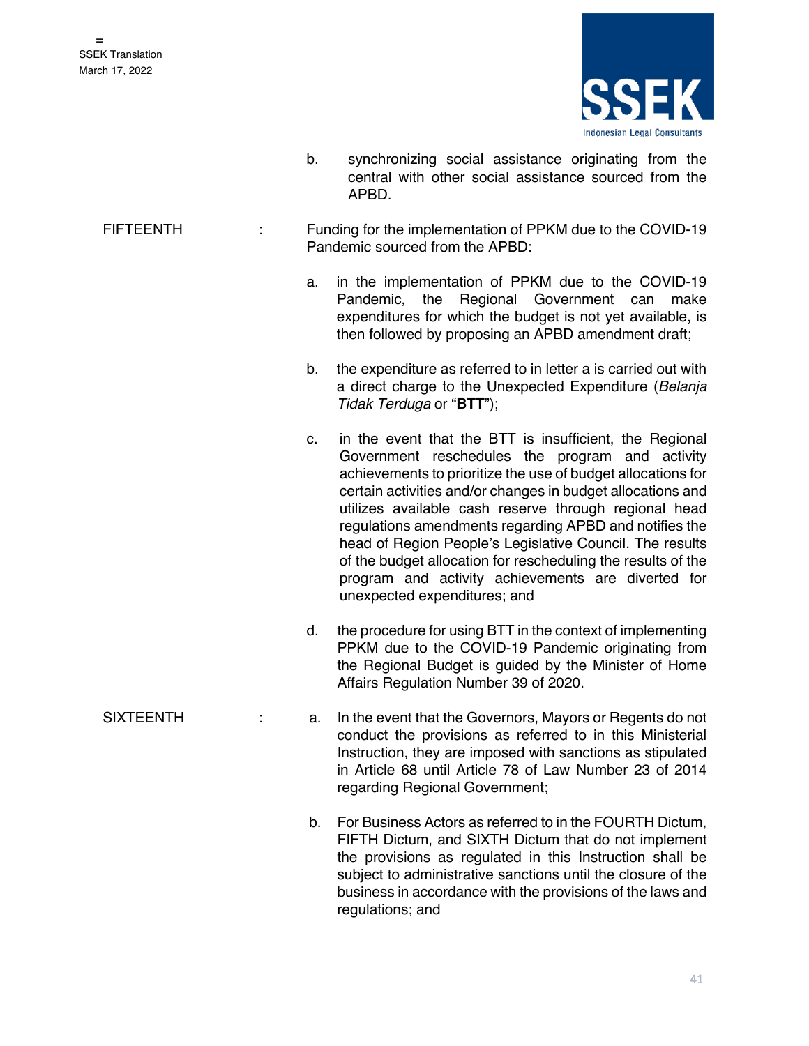b. synchronizing social assistance originating from the central with other social assistance sourced from the APBD.

FIFTEENTH : Funding for the implementation of PPKM due to the COVID-19 Pandemic sourced from the APBD:

a. in the implementation of PPKM due to the COVID-19 Pandemic, the Regional Government can make expenditures for which the budget is not yet available, is then followed by proposing an APBD amendment draft;

b. the expenditure as referred to in letter a is carried out with a direct charge to the Unexpected Expenditure (*Belanja Tidak Terduga* or "**BTT**");

c. in the event that the BTT is insufficient, the Regional Government reschedules the program and activity achievements to prioritize the use of budget allocations for certain activities and/or changes in budget allocations and utilizes available cash reserve through regional head regulations amendments regarding APBD and notifies the head of Region People's Legislative Council. The results of the budget allocation for rescheduling the results of the program and activity achievements are diverted for unexpected expenditures; and

d. the procedure for using BTT in the context of implementing PPKM due to the COVID-19 Pandemic originating from the Regional Budget is guided by the Minister of Home Affairs Regulation Number 39 of 2020.

SIXTEENTH : a. In the event that the Governors, Mayors or Regents do not conduct the provisions as referred to in this Ministerial Instruction, they are imposed with sanctions as stipulated in Article 68 until Article 78 of Law Number 23 of 2014 regarding Regional Government;

b. For Business Actors as referred to in the FOURTH Dictum, FIFTH Dictum, and SIXTH Dictum that do not implement the provisions as regulated in this Instruction shall be subject to administrative sanctions until the closure of the business in accordance with the provisions of the laws and regulations; and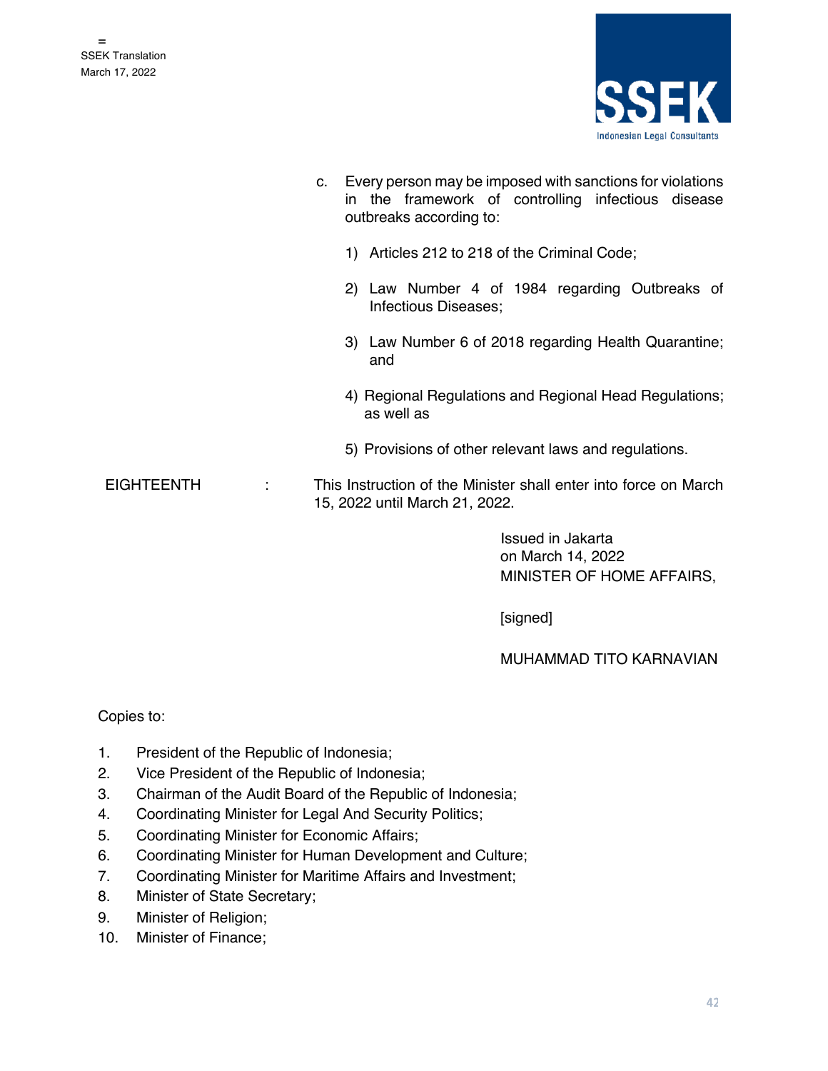c. Every person may be imposed with sanctions for violations in the framework of controlling infectious disease outbreaks according to:

   1) Articles 212 to 218 of the Criminal Code;

   2) Law Number 4 of 1984 regarding Outbreaks of Infectious Diseases;

   3) Law Number 6 of 2018 regarding Health Quarantine; and

   4) Regional Regulations and Regional Head Regulations; as well as

   5) Provisions of other relevant laws and regulations.

EIGHTEENTH : This Instruction of the Minister shall enter into force on March 15, 2022 until March 21, 2022.

Issued in Jakarta
on March 14, 2022
MINISTER OF HOME AFFAIRS,

[signed]

MUHAMMAD TITO KARNAVIAN

Copies to:

1. President of the Republic of Indonesia;
2. Vice President of the Republic of Indonesia;
3. Chairman of the Audit Board of the Republic of Indonesia;
4. Coordinating Minister for Legal And Security Politics;
5. Coordinating Minister for Economic Affairs;
6. Coordinating Minister for Human Development and Culture;
7. Coordinating Minister for Maritime Affairs and Investment;
8. Minister of State Secretary;
9. Minister of Religion;
10. Minister of Finance;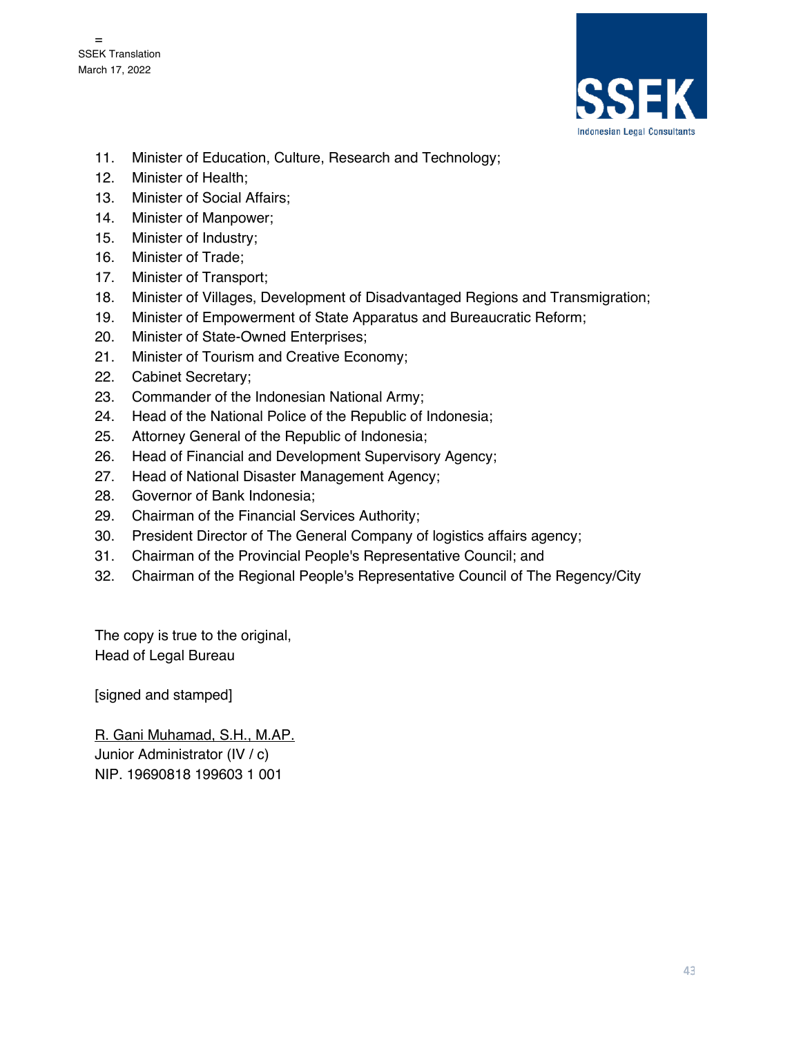11. Minister of Education, Culture, Research and Technology;
12. Minister of Health;
13. Minister of Social Affairs;
14. Minister of Manpower;
15. Minister of Industry;
16. Minister of Trade;
17. Minister of Transport;
18. Minister of Villages, Development of Disadvantaged Regions and Transmigration;
19. Minister of Empowerment of State Apparatus and Bureaucratic Reform;
20. Minister of State-Owned Enterprises;
21. Minister of Tourism and Creative Economy;
22. Cabinet Secretary;
23. Commander of the Indonesian National Army;
24. Head of the National Police of the Republic of Indonesia;
25. Attorney General of the Republic of Indonesia;
26. Head of Financial and Development Supervisory Agency;
27. Head of National Disaster Management Agency;
28. Governor of Bank Indonesia;
29. Chairman of the Financial Services Authority;
30. President Director of The General Company of logistics affairs agency;
31. Chairman of the Provincial People's Representative Council; and
32. Chairman of the Regional People's Representative Council of The Regency/City

The copy is true to the original,
Head of Legal Bureau

[signed and stamped]

<u>R. Gani Muhamad, S.H., M.AP.</u>
Junior Administrator (IV / c)
NIP. 19690818 199603 1 001